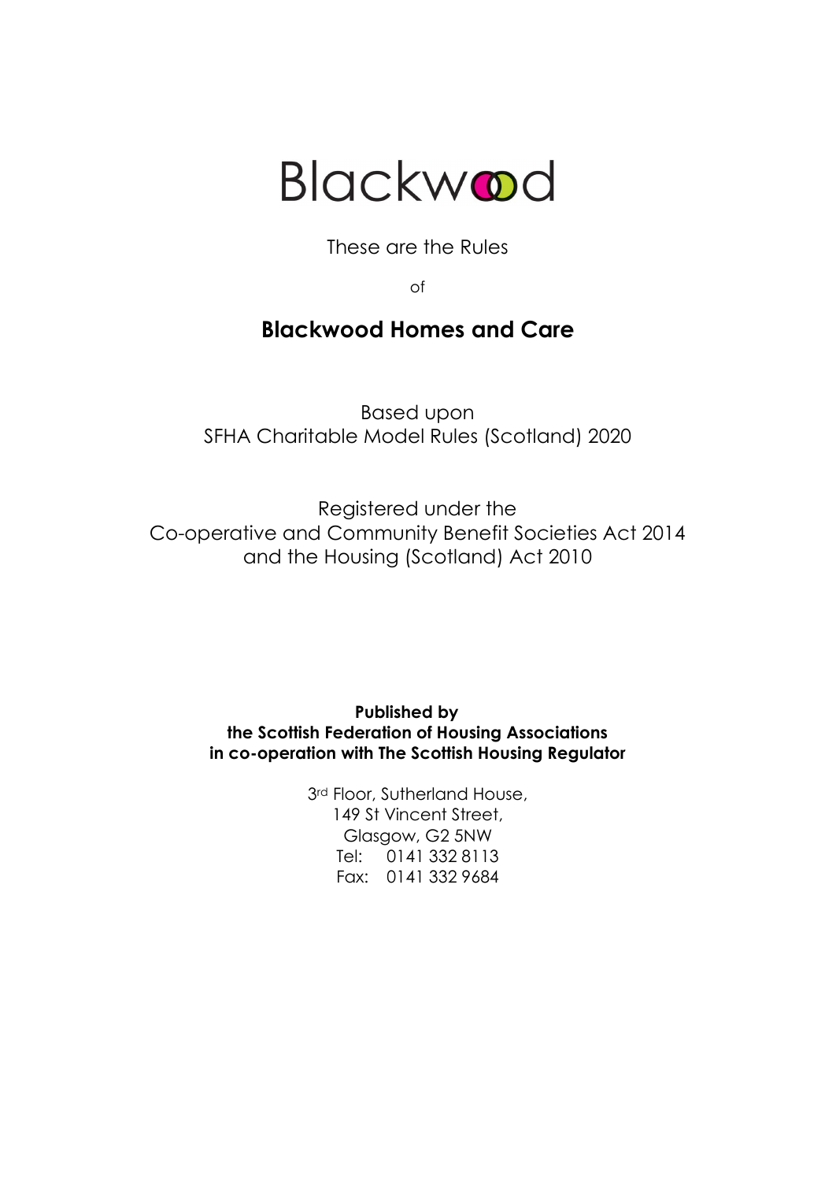Blackwood

These are the Rules

of

# Blackwood Homes and Care

Based upon
SFHA Charitable Model Rules (Scotland) 2020

Registered under the
Co-operative and Community Benefit Societies Act 2014
and the Housing (Scotland) Act 2010

**Published by**
**the Scottish Federation of Housing Associations**
**in co-operation with The Scottish Housing Regulator**

3rd Floor, Sutherland House,
149 St Vincent Street,
Glasgow, G2 5NW
Tel: 0141 332 8113
Fax: 0141 332 9684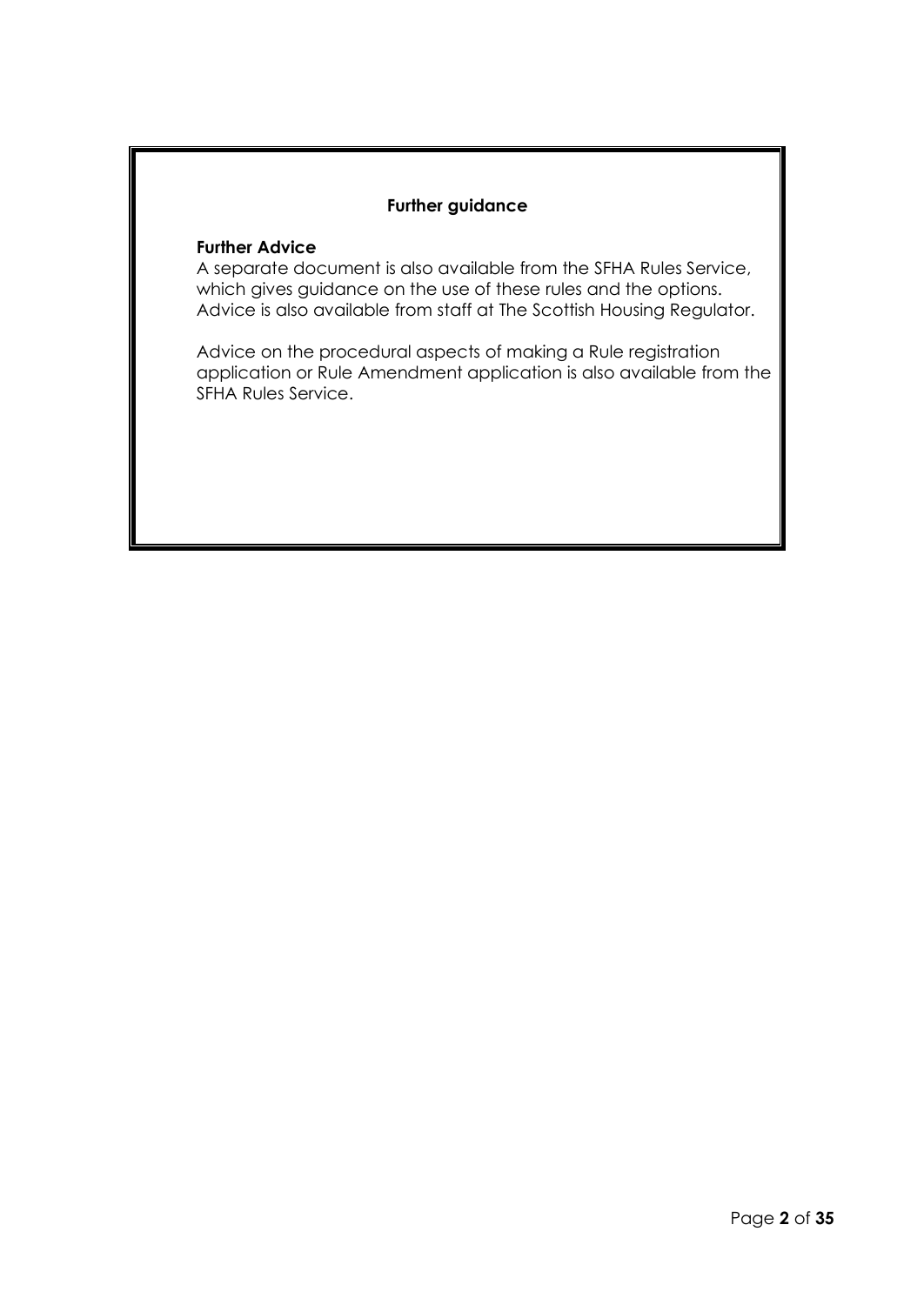## Further guidance

**Further Advice**

A separate document is also available from the SFHA Rules Service, which gives guidance on the use of these rules and the options. Advice is also available from staff at The Scottish Housing Regulator.

Advice on the procedural aspects of making a Rule registration application or Rule Amendment application is also available from the SFHA Rules Service.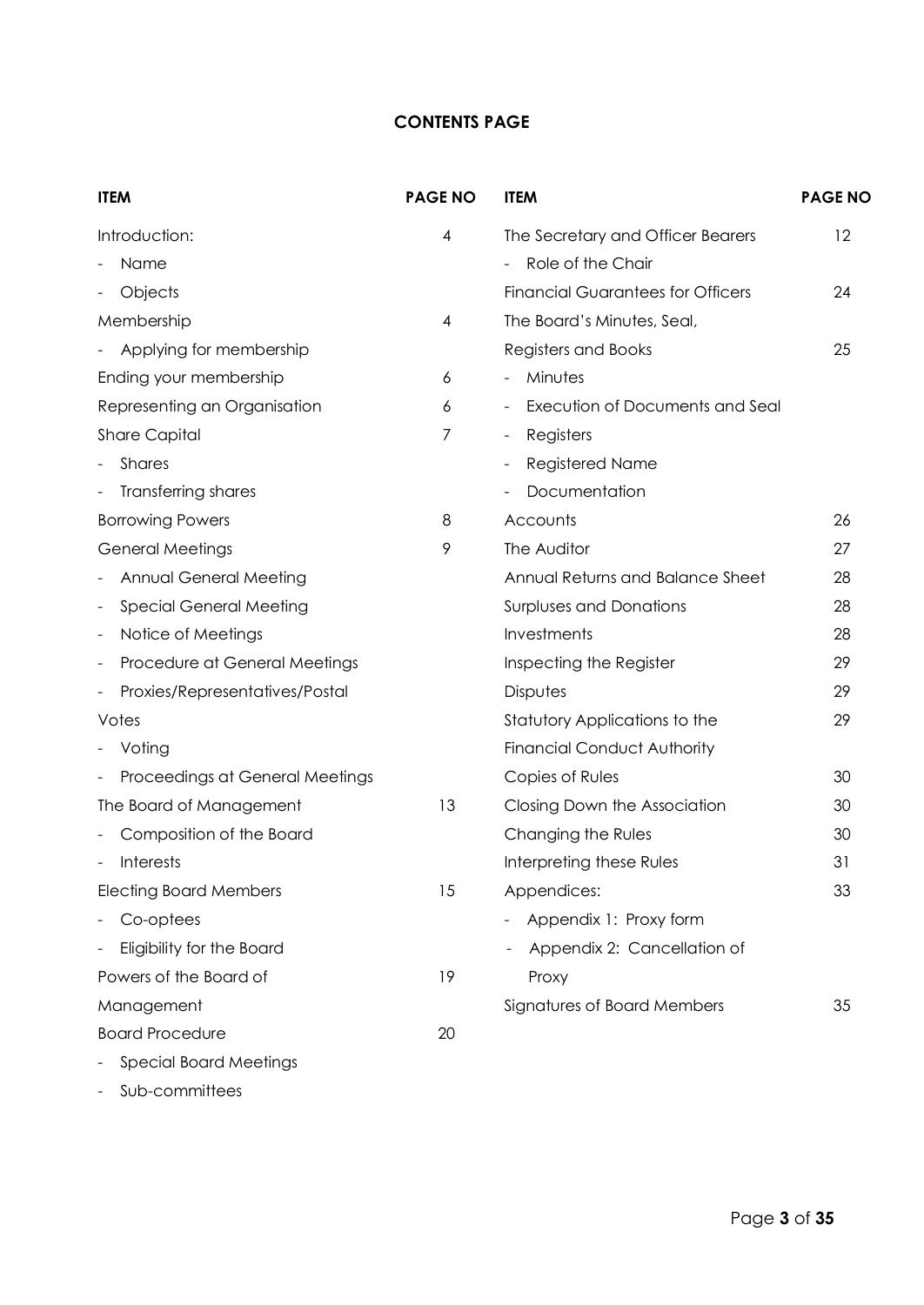## CONTENTS PAGE

| ITEM | PAGE NO | ITEM | PAGE NO |
|---|---|---|---|
| Introduction: | 4 | The Secretary and Officer Bearers | 12 |
| - Name | | - Role of the Chair | |
| - Objects | | Financial Guarantees for Officers | 24 |
| Membership | 4 | The Board's Minutes, Seal, | |
| - Applying for membership | | Registers and Books | 25 |
| Ending your membership | 6 | - Minutes | |
| Representing an Organisation | 6 | - Execution of Documents and Seal | |
| Share Capital | 7 | - Registers | |
| - Shares | | - Registered Name | |
| - Transferring shares | | - Documentation | |
| Borrowing Powers | 8 | Accounts | 26 |
| General Meetings | 9 | The Auditor | 27 |
| - Annual General Meeting | | Annual Returns and Balance Sheet | 28 |
| - Special General Meeting | | Surpluses and Donations | 28 |
| - Notice of Meetings | | Investments | 28 |
| - Procedure at General Meetings | | Inspecting the Register | 29 |
| - Proxies/Representatives/Postal | | Disputes | 29 |
| Votes | | Statutory Applications to the | 29 |
| - Voting | | Financial Conduct Authority | |
| - Proceedings at General Meetings | | Copies of Rules | 30 |
| The Board of Management | 13 | Closing Down the Association | 30 |
| - Composition of the Board | | Changing the Rules | 30 |
| - Interests | | Interpreting these Rules | 31 |
| Electing Board Members | 15 | Appendices: | 33 |
| - Co-optees | | - Appendix 1: Proxy form | |
| - Eligibility for the Board | | - Appendix 2: Cancellation of | |
| Powers of the Board of | 19 | Proxy | |
| Management | | Signatures of Board Members | 35 |
| Board Procedure | 20 | | |
| - Special Board Meetings | | | |
| - Sub-committees | | | |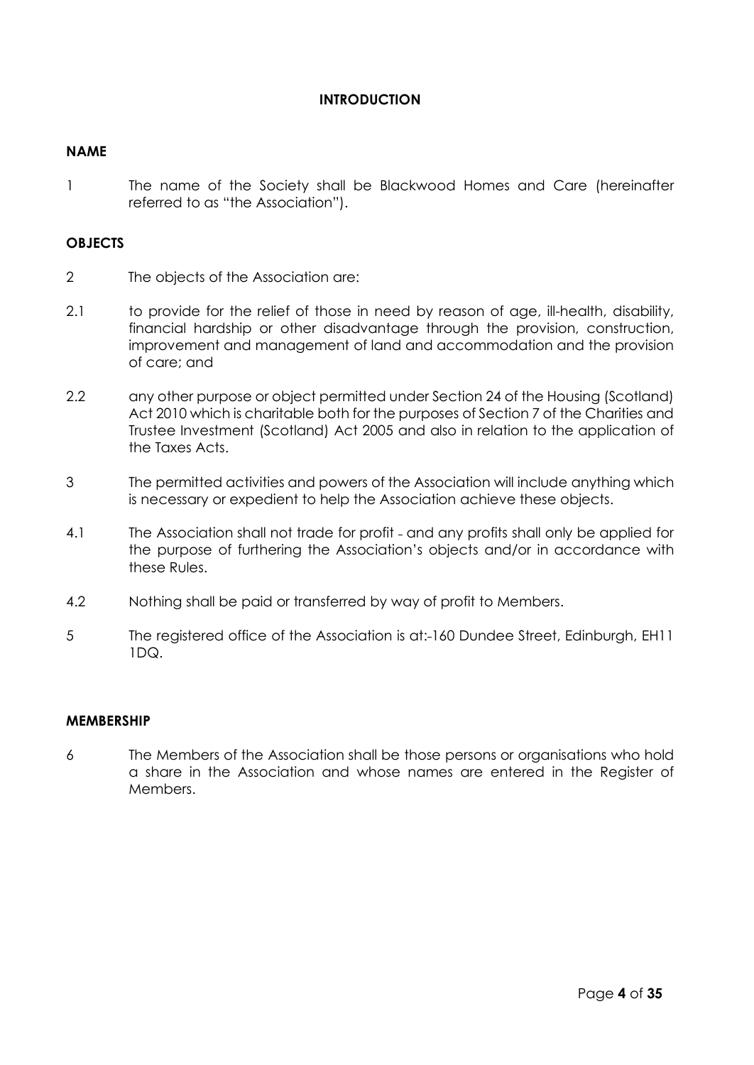# INTRODUCTION

## NAME

1 The name of the Society shall be Blackwood Homes and Care (hereinafter referred to as "the Association").

## OBJECTS

2 The objects of the Association are:

2.1 to provide for the relief of those in need by reason of age, ill-health, disability, financial hardship or other disadvantage through the provision, construction, improvement and management of land and accommodation and the provision of care; and

2.2 any other purpose or object permitted under Section 24 of the Housing (Scotland) Act 2010 which is charitable both for the purposes of Section 7 of the Charities and Trustee Investment (Scotland) Act 2005 and also in relation to the application of the Taxes Acts.

3 The permitted activities and powers of the Association will include anything which is necessary or expedient to help the Association achieve these objects.

4.1 The Association shall not trade for profit - and any profits shall only be applied for the purpose of furthering the Association's objects and/or in accordance with these Rules.

4.2 Nothing shall be paid or transferred by way of profit to Members.

5 The registered office of the Association is at:-160 Dundee Street, Edinburgh, EH11 1DQ.

## MEMBERSHIP

6 The Members of the Association shall be those persons or organisations who hold a share in the Association and whose names are entered in the Register of Members.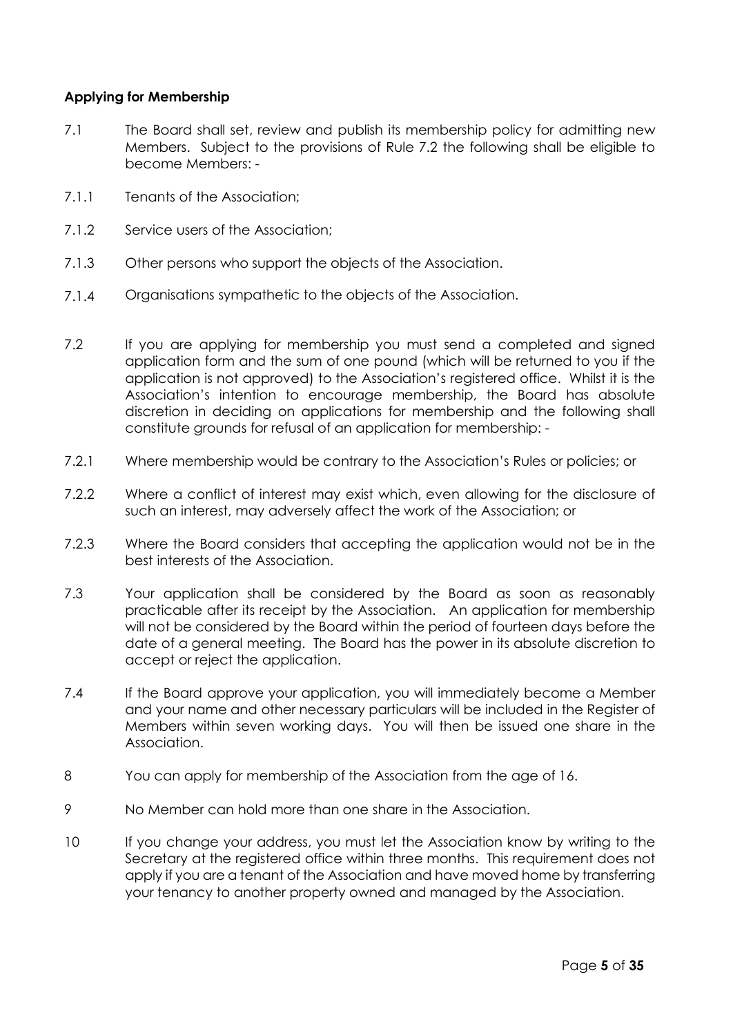**Applying for Membership**

7.1 The Board shall set, review and publish its membership policy for admitting new Members. Subject to the provisions of Rule 7.2 the following shall be eligible to become Members: -

7.1.1 Tenants of the Association;

7.1.2 Service users of the Association;

7.1.3 Other persons who support the objects of the Association.

7.1.4 Organisations sympathetic to the objects of the Association.

7.2 If you are applying for membership you must send a completed and signed application form and the sum of one pound (which will be returned to you if the application is not approved) to the Association's registered office. Whilst it is the Association's intention to encourage membership, the Board has absolute discretion in deciding on applications for membership and the following shall constitute grounds for refusal of an application for membership: -

7.2.1 Where membership would be contrary to the Association's Rules or policies; or

7.2.2 Where a conflict of interest may exist which, even allowing for the disclosure of such an interest, may adversely affect the work of the Association; or

7.2.3 Where the Board considers that accepting the application would not be in the best interests of the Association.

7.3 Your application shall be considered by the Board as soon as reasonably practicable after its receipt by the Association. An application for membership will not be considered by the Board within the period of fourteen days before the date of a general meeting. The Board has the power in its absolute discretion to accept or reject the application.

7.4 If the Board approve your application, you will immediately become a Member and your name and other necessary particulars will be included in the Register of Members within seven working days. You will then be issued one share in the Association.

8 You can apply for membership of the Association from the age of 16.

9 No Member can hold more than one share in the Association.

10 If you change your address, you must let the Association know by writing to the Secretary at the registered office within three months. This requirement does not apply if you are a tenant of the Association and have moved home by transferring your tenancy to another property owned and managed by the Association.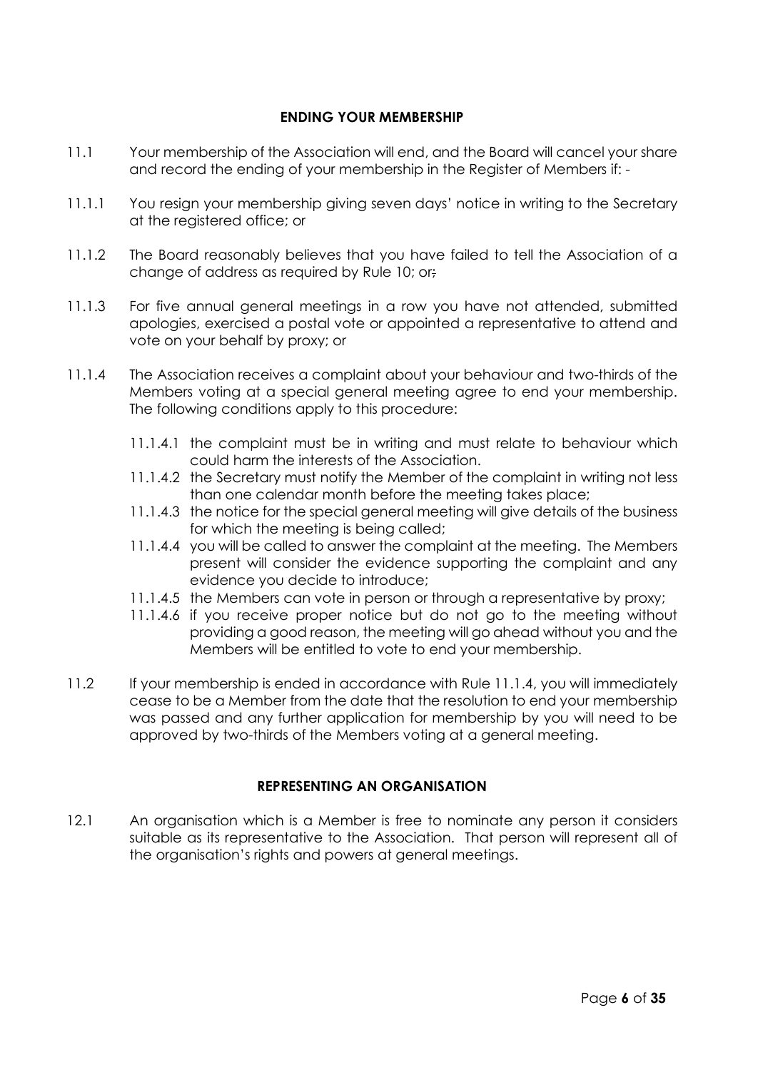## ENDING YOUR MEMBERSHIP

11.1 Your membership of the Association will end, and the Board will cancel your share and record the ending of your membership in the Register of Members if: -

11.1.1 You resign your membership giving seven days' notice in writing to the Secretary at the registered office; or

11.1.2 The Board reasonably believes that you have failed to tell the Association of a change of address as required by Rule 10; or;

11.1.3 For five annual general meetings in a row you have not attended, submitted apologies, exercised a postal vote or appointed a representative to attend and vote on your behalf by proxy; or

11.1.4 The Association receives a complaint about your behaviour and two-thirds of the Members voting at a special general meeting agree to end your membership. The following conditions apply to this procedure:

- 11.1.4.1 the complaint must be in writing and must relate to behaviour which could harm the interests of the Association.
- 11.1.4.2 the Secretary must notify the Member of the complaint in writing not less than one calendar month before the meeting takes place;
- 11.1.4.3 the notice for the special general meeting will give details of the business for which the meeting is being called;
- 11.1.4.4 you will be called to answer the complaint at the meeting. The Members present will consider the evidence supporting the complaint and any evidence you decide to introduce;
- 11.1.4.5 the Members can vote in person or through a representative by proxy;
- 11.1.4.6 if you receive proper notice but do not go to the meeting without providing a good reason, the meeting will go ahead without you and the Members will be entitled to vote to end your membership.

11.2 If your membership is ended in accordance with Rule 11.1.4, you will immediately cease to be a Member from the date that the resolution to end your membership was passed and any further application for membership by you will need to be approved by two-thirds of the Members voting at a general meeting.

## REPRESENTING AN ORGANISATION

12.1 An organisation which is a Member is free to nominate any person it considers suitable as its representative to the Association. That person will represent all of the organisation's rights and powers at general meetings.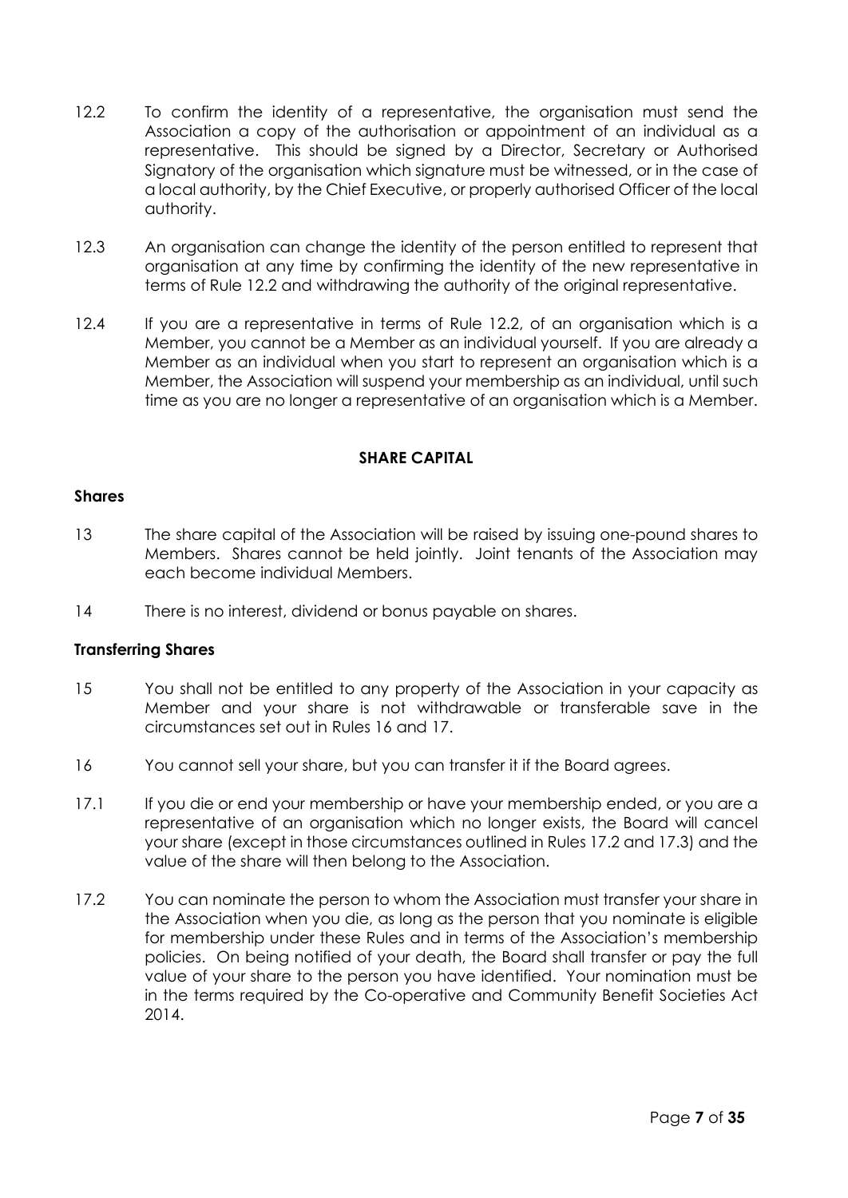12.2 To confirm the identity of a representative, the organisation must send the Association a copy of the authorisation or appointment of an individual as a representative. This should be signed by a Director, Secretary or Authorised Signatory of the organisation which signature must be witnessed, or in the case of a local authority, by the Chief Executive, or properly authorised Officer of the local authority.

12.3 An organisation can change the identity of the person entitled to represent that organisation at any time by confirming the identity of the new representative in terms of Rule 12.2 and withdrawing the authority of the original representative.

12.4 If you are a representative in terms of Rule 12.2, of an organisation which is a Member, you cannot be a Member as an individual yourself. If you are already a Member as an individual when you start to represent an organisation which is a Member, the Association will suspend your membership as an individual, until such time as you are no longer a representative of an organisation which is a Member.

## SHARE CAPITAL

### Shares

13 The share capital of the Association will be raised by issuing one-pound shares to Members. Shares cannot be held jointly. Joint tenants of the Association may each become individual Members.

14 There is no interest, dividend or bonus payable on shares.

### Transferring Shares

15 You shall not be entitled to any property of the Association in your capacity as Member and your share is not withdrawable or transferable save in the circumstances set out in Rules 16 and 17.

16 You cannot sell your share, but you can transfer it if the Board agrees.

17.1 If you die or end your membership or have your membership ended, or you are a representative of an organisation which no longer exists, the Board will cancel your share (except in those circumstances outlined in Rules 17.2 and 17.3) and the value of the share will then belong to the Association.

17.2 You can nominate the person to whom the Association must transfer your share in the Association when you die, as long as the person that you nominate is eligible for membership under these Rules and in terms of the Association's membership policies. On being notified of your death, the Board shall transfer or pay the full value of your share to the person you have identified. Your nomination must be in the terms required by the Co-operative and Community Benefit Societies Act 2014.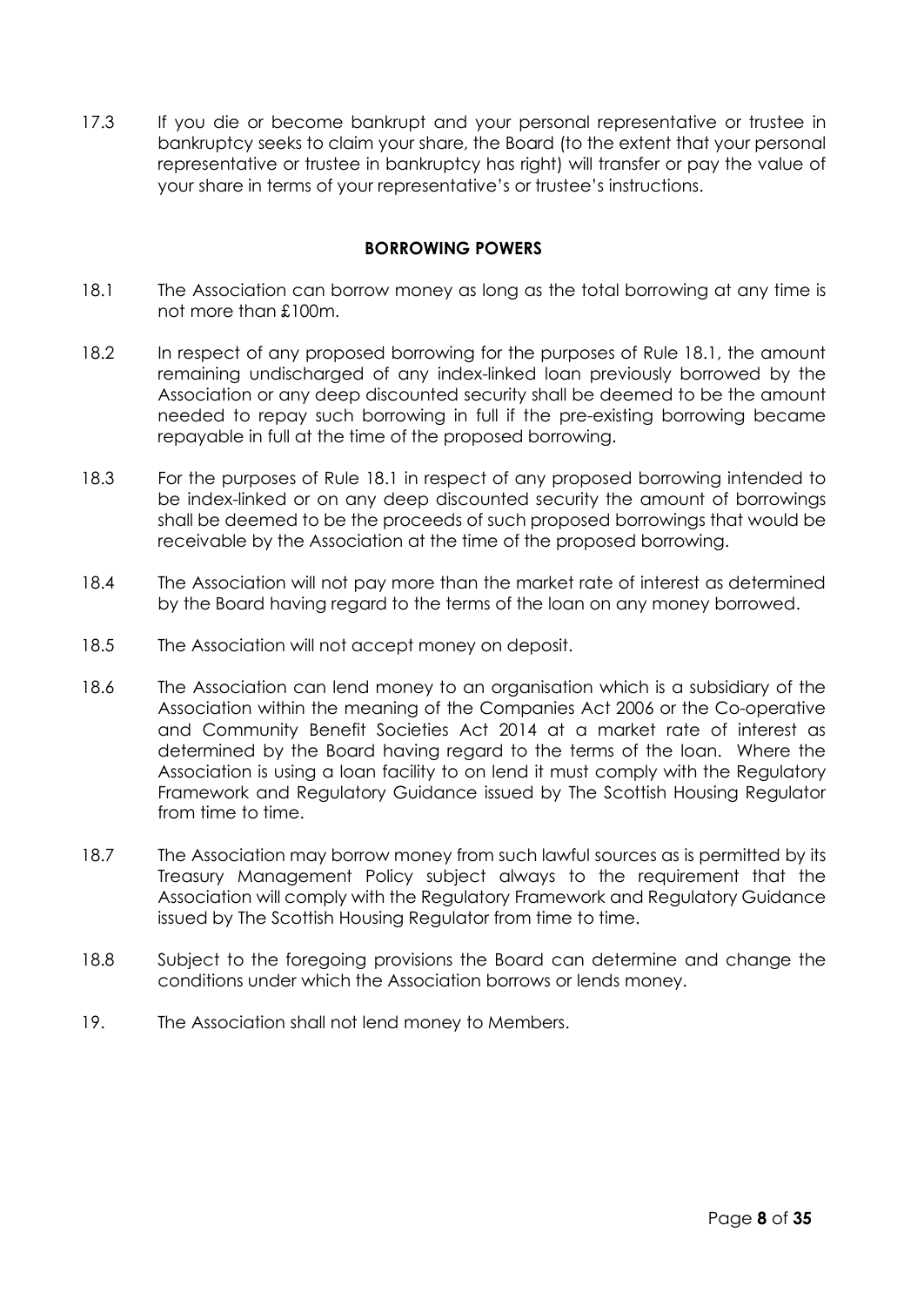17.3 If you die or become bankrupt and your personal representative or trustee in bankruptcy seeks to claim your share, the Board (to the extent that your personal representative or trustee in bankruptcy has right) will transfer or pay the value of your share in terms of your representative's or trustee's instructions.

**BORROWING POWERS**

18.1 The Association can borrow money as long as the total borrowing at any time is not more than £100m.

18.2 In respect of any proposed borrowing for the purposes of Rule 18.1, the amount remaining undischarged of any index-linked loan previously borrowed by the Association or any deep discounted security shall be deemed to be the amount needed to repay such borrowing in full if the pre-existing borrowing became repayable in full at the time of the proposed borrowing.

18.3 For the purposes of Rule 18.1 in respect of any proposed borrowing intended to be index-linked or on any deep discounted security the amount of borrowings shall be deemed to be the proceeds of such proposed borrowings that would be receivable by the Association at the time of the proposed borrowing.

18.4 The Association will not pay more than the market rate of interest as determined by the Board having regard to the terms of the loan on any money borrowed.

18.5 The Association will not accept money on deposit.

18.6 The Association can lend money to an organisation which is a subsidiary of the Association within the meaning of the Companies Act 2006 or the Co-operative and Community Benefit Societies Act 2014 at a market rate of interest as determined by the Board having regard to the terms of the loan. Where the Association is using a loan facility to on lend it must comply with the Regulatory Framework and Regulatory Guidance issued by The Scottish Housing Regulator from time to time.

18.7 The Association may borrow money from such lawful sources as is permitted by its Treasury Management Policy subject always to the requirement that the Association will comply with the Regulatory Framework and Regulatory Guidance issued by The Scottish Housing Regulator from time to time.

18.8 Subject to the foregoing provisions the Board can determine and change the conditions under which the Association borrows or lends money.

19. The Association shall not lend money to Members.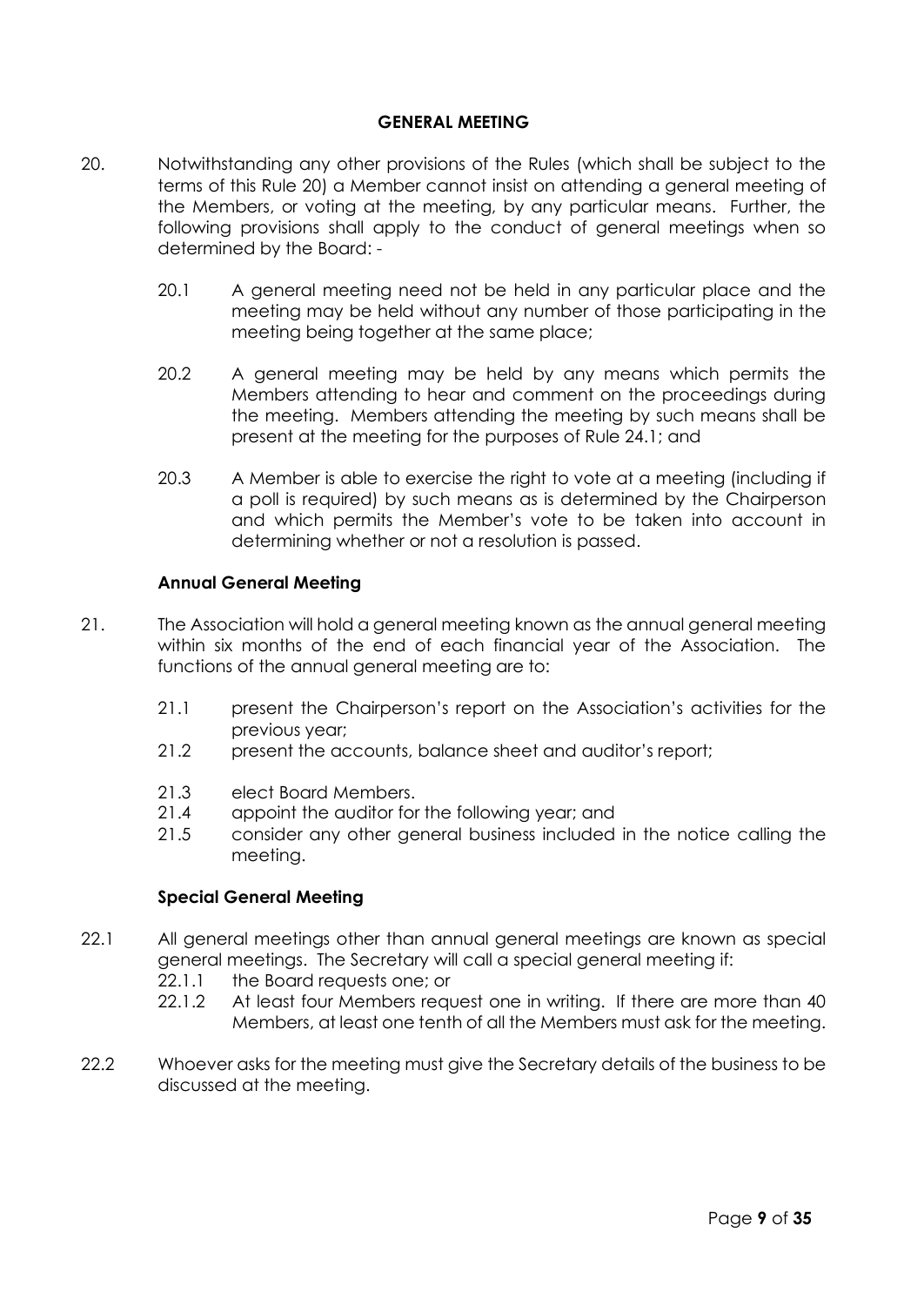## GENERAL MEETING

20. Notwithstanding any other provisions of the Rules (which shall be subject to the terms of this Rule 20) a Member cannot insist on attending a general meeting of the Members, or voting at the meeting, by any particular means. Further, the following provisions shall apply to the conduct of general meetings when so determined by the Board: -

    20.1 A general meeting need not be held in any particular place and the meeting may be held without any number of those participating in the meeting being together at the same place;

    20.2 A general meeting may be held by any means which permits the Members attending to hear and comment on the proceedings during the meeting. Members attending the meeting by such means shall be present at the meeting for the purposes of Rule 24.1; and

    20.3 A Member is able to exercise the right to vote at a meeting (including if a poll is required) by such means as is determined by the Chairperson and which permits the Member's vote to be taken into account in determining whether or not a resolution is passed.

### Annual General Meeting

21. The Association will hold a general meeting known as the annual general meeting within six months of the end of each financial year of the Association. The functions of the annual general meeting are to:

    21.1 present the Chairperson's report on the Association's activities for the previous year;

    21.2 present the accounts, balance sheet and auditor's report;

    21.3 elect Board Members.

    21.4 appoint the auditor for the following year; and

    21.5 consider any other general business included in the notice calling the meeting.

### Special General Meeting

22.1 All general meetings other than annual general meetings are known as special general meetings. The Secretary will call a special general meeting if:

    22.1.1 the Board requests one; or

    22.1.2 At least four Members request one in writing. If there are more than 40 Members, at least one tenth of all the Members must ask for the meeting.

22.2 Whoever asks for the meeting must give the Secretary details of the business to be discussed at the meeting.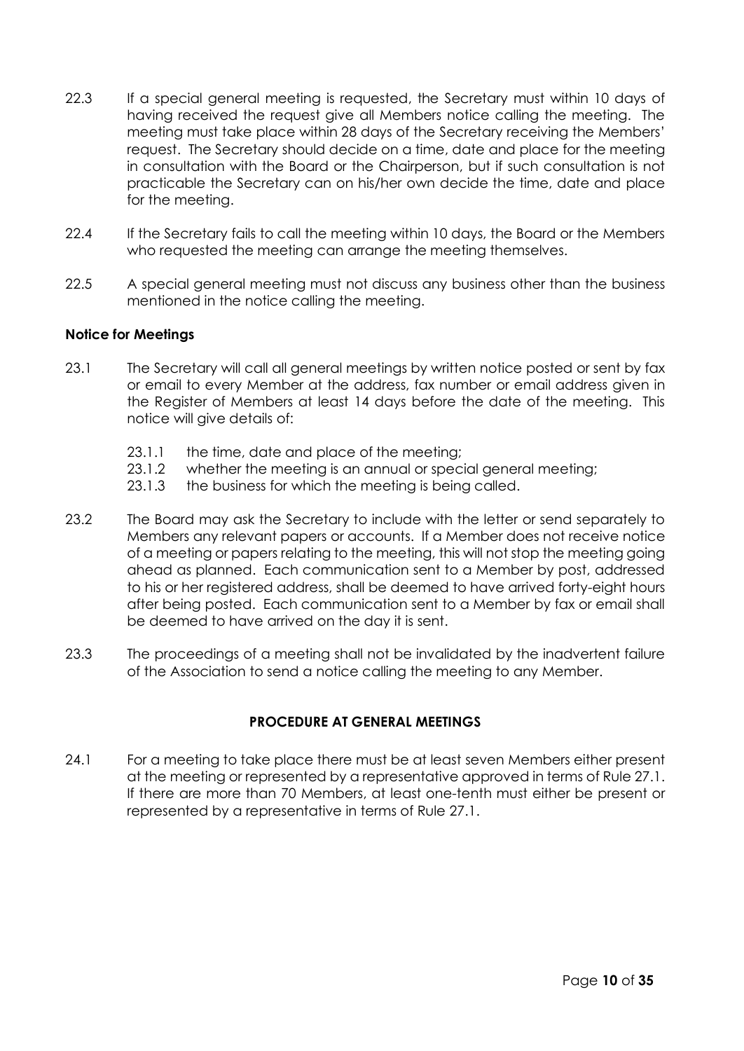22.3 If a special general meeting is requested, the Secretary must within 10 days of having received the request give all Members notice calling the meeting. The meeting must take place within 28 days of the Secretary receiving the Members' request. The Secretary should decide on a time, date and place for the meeting in consultation with the Board or the Chairperson, but if such consultation is not practicable the Secretary can on his/her own decide the time, date and place for the meeting.

22.4 If the Secretary fails to call the meeting within 10 days, the Board or the Members who requested the meeting can arrange the meeting themselves.

22.5 A special general meeting must not discuss any business other than the business mentioned in the notice calling the meeting.

**Notice for Meetings**

23.1 The Secretary will call all general meetings by written notice posted or sent by fax or email to every Member at the address, fax number or email address given in the Register of Members at least 14 days before the date of the meeting. This notice will give details of:

- 23.1.1 the time, date and place of the meeting;
- 23.1.2 whether the meeting is an annual or special general meeting;
- 23.1.3 the business for which the meeting is being called.

23.2 The Board may ask the Secretary to include with the letter or send separately to Members any relevant papers or accounts. If a Member does not receive notice of a meeting or papers relating to the meeting, this will not stop the meeting going ahead as planned. Each communication sent to a Member by post, addressed to his or her registered address, shall be deemed to have arrived forty-eight hours after being posted. Each communication sent to a Member by fax or email shall be deemed to have arrived on the day it is sent.

23.3 The proceedings of a meeting shall not be invalidated by the inadvertent failure of the Association to send a notice calling the meeting to any Member.

## PROCEDURE AT GENERAL MEETINGS

24.1 For a meeting to take place there must be at least seven Members either present at the meeting or represented by a representative approved in terms of Rule 27.1. If there are more than 70 Members, at least one-tenth must either be present or represented by a representative in terms of Rule 27.1.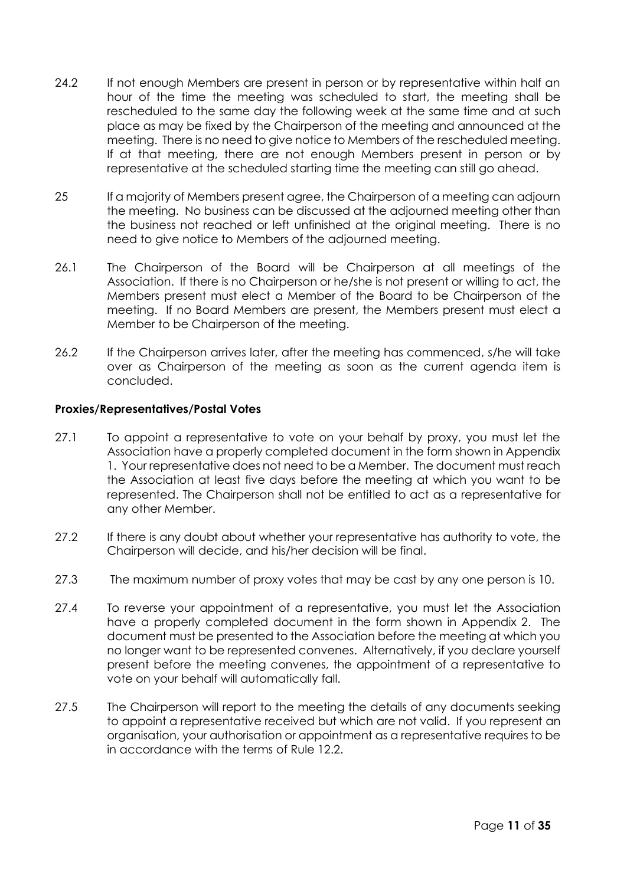24.2 If not enough Members are present in person or by representative within half an hour of the time the meeting was scheduled to start, the meeting shall be rescheduled to the same day the following week at the same time and at such place as may be fixed by the Chairperson of the meeting and announced at the meeting. There is no need to give notice to Members of the rescheduled meeting. If at that meeting, there are not enough Members present in person or by representative at the scheduled starting time the meeting can still go ahead.

25 If a majority of Members present agree, the Chairperson of a meeting can adjourn the meeting. No business can be discussed at the adjourned meeting other than the business not reached or left unfinished at the original meeting. There is no need to give notice to Members of the adjourned meeting.

26.1 The Chairperson of the Board will be Chairperson at all meetings of the Association. If there is no Chairperson or he/she is not present or willing to act, the Members present must elect a Member of the Board to be Chairperson of the meeting. If no Board Members are present, the Members present must elect a Member to be Chairperson of the meeting.

26.2 If the Chairperson arrives later, after the meeting has commenced, s/he will take over as Chairperson of the meeting as soon as the current agenda item is concluded.

**Proxies/Representatives/Postal Votes**

27.1 To appoint a representative to vote on your behalf by proxy, you must let the Association have a properly completed document in the form shown in Appendix 1. Your representative does not need to be a Member. The document must reach the Association at least five days before the meeting at which you want to be represented. The Chairperson shall not be entitled to act as a representative for any other Member.

27.2 If there is any doubt about whether your representative has authority to vote, the Chairperson will decide, and his/her decision will be final.

27.3 The maximum number of proxy votes that may be cast by any one person is 10.

27.4 To reverse your appointment of a representative, you must let the Association have a properly completed document in the form shown in Appendix 2. The document must be presented to the Association before the meeting at which you no longer want to be represented convenes. Alternatively, if you declare yourself present before the meeting convenes, the appointment of a representative to vote on your behalf will automatically fall.

27.5 The Chairperson will report to the meeting the details of any documents seeking to appoint a representative received but which are not valid. If you represent an organisation, your authorisation or appointment as a representative requires to be in accordance with the terms of Rule 12.2.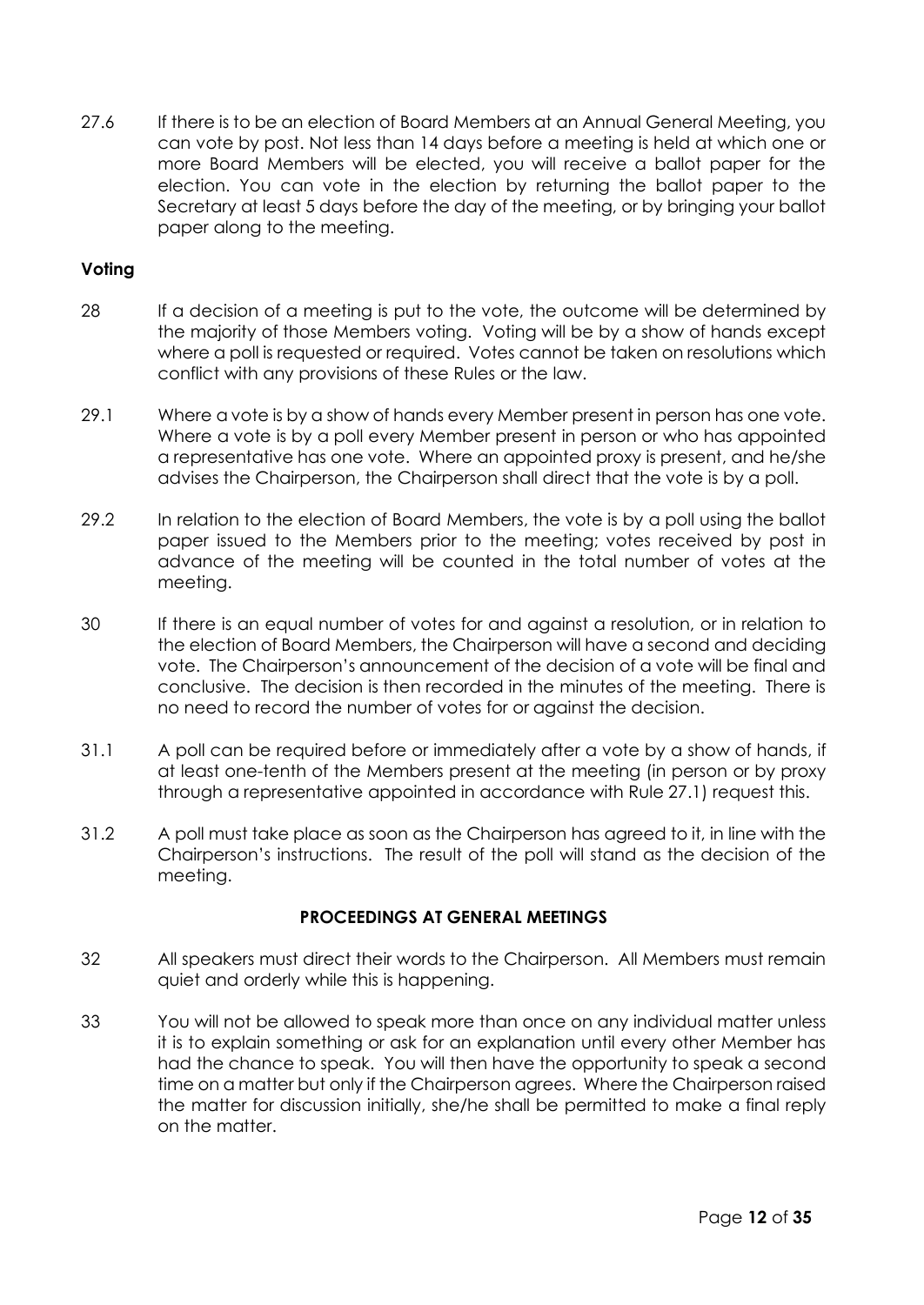27.6 If there is to be an election of Board Members at an Annual General Meeting, you can vote by post. Not less than 14 days before a meeting is held at which one or more Board Members will be elected, you will receive a ballot paper for the election. You can vote in the election by returning the ballot paper to the Secretary at least 5 days before the day of the meeting, or by bringing your ballot paper along to the meeting.

**Voting**

28 If a decision of a meeting is put to the vote, the outcome will be determined by the majority of those Members voting. Voting will be by a show of hands except where a poll is requested or required. Votes cannot be taken on resolutions which conflict with any provisions of these Rules or the law.

29.1 Where a vote is by a show of hands every Member present in person has one vote. Where a vote is by a poll every Member present in person or who has appointed a representative has one vote. Where an appointed proxy is present, and he/she advises the Chairperson, the Chairperson shall direct that the vote is by a poll.

29.2 In relation to the election of Board Members, the vote is by a poll using the ballot paper issued to the Members prior to the meeting; votes received by post in advance of the meeting will be counted in the total number of votes at the meeting.

30 If there is an equal number of votes for and against a resolution, or in relation to the election of Board Members, the Chairperson will have a second and deciding vote. The Chairperson's announcement of the decision of a vote will be final and conclusive. The decision is then recorded in the minutes of the meeting. There is no need to record the number of votes for or against the decision.

31.1 A poll can be required before or immediately after a vote by a show of hands, if at least one-tenth of the Members present at the meeting (in person or by proxy through a representative appointed in accordance with Rule 27.1) request this.

31.2 A poll must take place as soon as the Chairperson has agreed to it, in line with the Chairperson's instructions. The result of the poll will stand as the decision of the meeting.

## PROCEEDINGS AT GENERAL MEETINGS

32 All speakers must direct their words to the Chairperson. All Members must remain quiet and orderly while this is happening.

33 You will not be allowed to speak more than once on any individual matter unless it is to explain something or ask for an explanation until every other Member has had the chance to speak. You will then have the opportunity to speak a second time on a matter but only if the Chairperson agrees. Where the Chairperson raised the matter for discussion initially, she/he shall be permitted to make a final reply on the matter.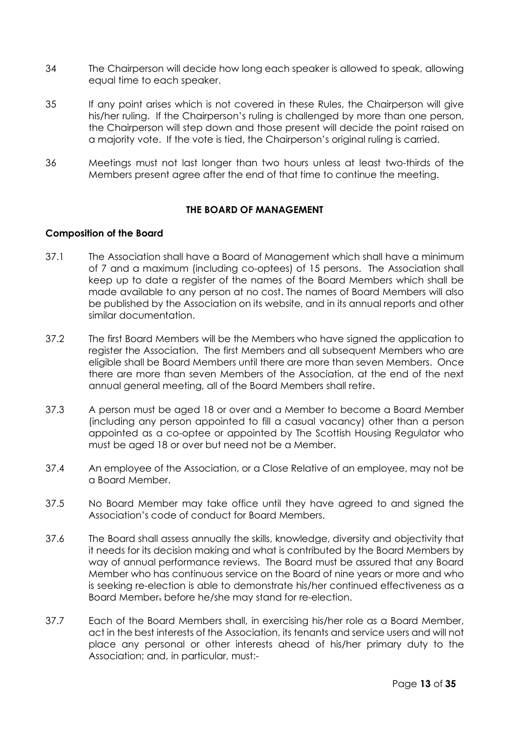34 The Chairperson will decide how long each speaker is allowed to speak, allowing equal time to each speaker.

35 If any point arises which is not covered in these Rules, the Chairperson will give his/her ruling. If the Chairperson's ruling is challenged by more than one person, the Chairperson will step down and those present will decide the point raised on a majority vote. If the vote is tied, the Chairperson's original ruling is carried.

36 Meetings must not last longer than two hours unless at least two-thirds of the Members present agree after the end of that time to continue the meeting.

## THE BOARD OF MANAGEMENT

### Composition of the Board

37.1 The Association shall have a Board of Management which shall have a minimum of 7 and a maximum (including co-optees) of 15 persons. The Association shall keep up to date a register of the names of the Board Members which shall be made available to any person at no cost. The names of Board Members will also be published by the Association on its website, and in its annual reports and other similar documentation.

37.2 The first Board Members will be the Members who have signed the application to register the Association. The first Members and all subsequent Members who are eligible shall be Board Members until there are more than seven Members. Once there are more than seven Members of the Association, at the end of the next annual general meeting, all of the Board Members shall retire.

37.3 A person must be aged 18 or over and a Member to become a Board Member (including any person appointed to fill a casual vacancy) other than a person appointed as a co-optee or appointed by The Scottish Housing Regulator who must be aged 18 or over but need not be a Member.

37.4 An employee of the Association, or a Close Relative of an employee, may not be a Board Member.

37.5 No Board Member may take office until they have agreed to and signed the Association's code of conduct for Board Members.

37.6 The Board shall assess annually the skills, knowledge, diversity and objectivity that it needs for its decision making and what is contributed by the Board Members by way of annual performance reviews. The Board must be assured that any Board Member who has continuous service on the Board of nine years or more and who is seeking re-election is able to demonstrate his/her continued effectiveness as a Board Member. before he/she may stand for re-election.

37.7 Each of the Board Members shall, in exercising his/her role as a Board Member, act in the best interests of the Association, its tenants and service users and will not place any personal or other interests ahead of his/her primary duty to the Association; and, in particular, must:-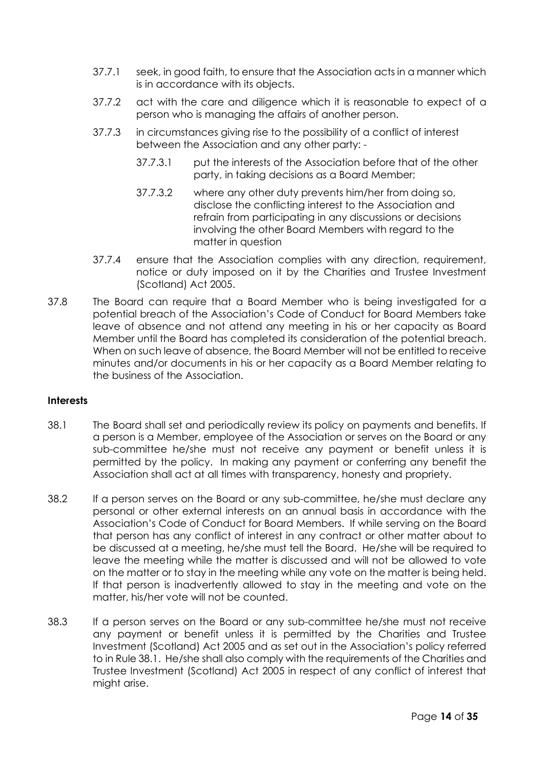37.7.1 seek, in good faith, to ensure that the Association acts in a manner which is in accordance with its objects.

37.7.2 act with the care and diligence which it is reasonable to expect of a person who is managing the affairs of another person.

37.7.3 in circumstances giving rise to the possibility of a conflict of interest between the Association and any other party: -

37.7.3.1 put the interests of the Association before that of the other party, in taking decisions as a Board Member;

37.7.3.2 where any other duty prevents him/her from doing so, disclose the conflicting interest to the Association and refrain from participating in any discussions or decisions involving the other Board Members with regard to the matter in question

37.7.4 ensure that the Association complies with any direction, requirement, notice or duty imposed on it by the Charities and Trustee Investment (Scotland) Act 2005.

37.8 The Board can require that a Board Member who is being investigated for a potential breach of the Association's Code of Conduct for Board Members take leave of absence and not attend any meeting in his or her capacity as Board Member until the Board has completed its consideration of the potential breach. When on such leave of absence, the Board Member will not be entitled to receive minutes and/or documents in his or her capacity as a Board Member relating to the business of the Association.

**Interests**

38.1 The Board shall set and periodically review its policy on payments and benefits. If a person is a Member, employee of the Association or serves on the Board or any sub-committee he/she must not receive any payment or benefit unless it is permitted by the policy. In making any payment or conferring any benefit the Association shall act at all times with transparency, honesty and propriety.

38.2 If a person serves on the Board or any sub-committee, he/she must declare any personal or other external interests on an annual basis in accordance with the Association's Code of Conduct for Board Members. If while serving on the Board that person has any conflict of interest in any contract or other matter about to be discussed at a meeting, he/she must tell the Board. He/she will be required to leave the meeting while the matter is discussed and will not be allowed to vote on the matter or to stay in the meeting while any vote on the matter is being held. If that person is inadvertently allowed to stay in the meeting and vote on the matter, his/her vote will not be counted.

38.3 If a person serves on the Board or any sub-committee he/she must not receive any payment or benefit unless it is permitted by the Charities and Trustee Investment (Scotland) Act 2005 and as set out in the Association's policy referred to in Rule 38.1. He/she shall also comply with the requirements of the Charities and Trustee Investment (Scotland) Act 2005 in respect of any conflict of interest that might arise.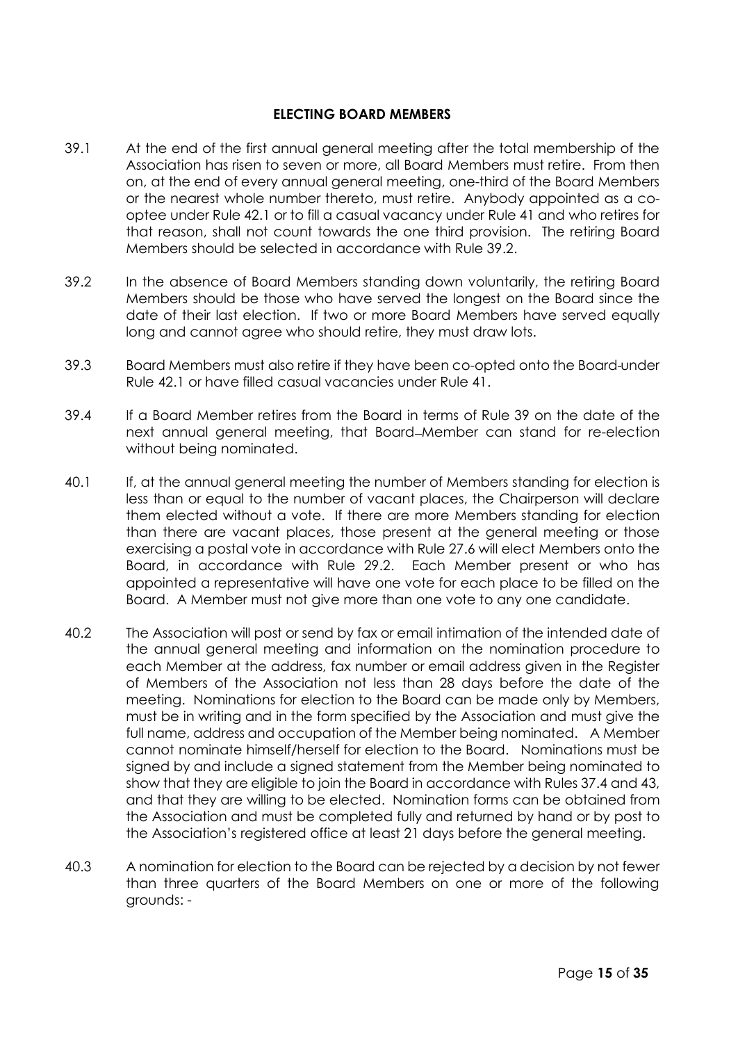**ELECTING BOARD MEMBERS**

39.1 At the end of the first annual general meeting after the total membership of the Association has risen to seven or more, all Board Members must retire. From then on, at the end of every annual general meeting, one-third of the Board Members or the nearest whole number thereto, must retire. Anybody appointed as a co-optee under Rule 42.1 or to fill a casual vacancy under Rule 41 and who retires for that reason, shall not count towards the one third provision. The retiring Board Members should be selected in accordance with Rule 39.2.

39.2 In the absence of Board Members standing down voluntarily, the retiring Board Members should be those who have served the longest on the Board since the date of their last election. If two or more Board Members have served equally long and cannot agree who should retire, they must draw lots.

39.3 Board Members must also retire if they have been co-opted onto the Board under Rule 42.1 or have filled casual vacancies under Rule 41.

39.4 If a Board Member retires from the Board in terms of Rule 39 on the date of the next annual general meeting, that Board Member can stand for re-election without being nominated.

40.1 If, at the annual general meeting the number of Members standing for election is less than or equal to the number of vacant places, the Chairperson will declare them elected without a vote. If there are more Members standing for election than there are vacant places, those present at the general meeting or those exercising a postal vote in accordance with Rule 27.6 will elect Members onto the Board, in accordance with Rule 29.2. Each Member present or who has appointed a representative will have one vote for each place to be filled on the Board. A Member must not give more than one vote to any one candidate.

40.2 The Association will post or send by fax or email intimation of the intended date of the annual general meeting and information on the nomination procedure to each Member at the address, fax number or email address given in the Register of Members of the Association not less than 28 days before the date of the meeting. Nominations for election to the Board can be made only by Members, must be in writing and in the form specified by the Association and must give the full name, address and occupation of the Member being nominated. A Member cannot nominate himself/herself for election to the Board. Nominations must be signed by and include a signed statement from the Member being nominated to show that they are eligible to join the Board in accordance with Rules 37.4 and 43, and that they are willing to be elected. Nomination forms can be obtained from the Association and must be completed fully and returned by hand or by post to the Association's registered office at least 21 days before the general meeting.

40.3 A nomination for election to the Board can be rejected by a decision by not fewer than three quarters of the Board Members on one or more of the following grounds: -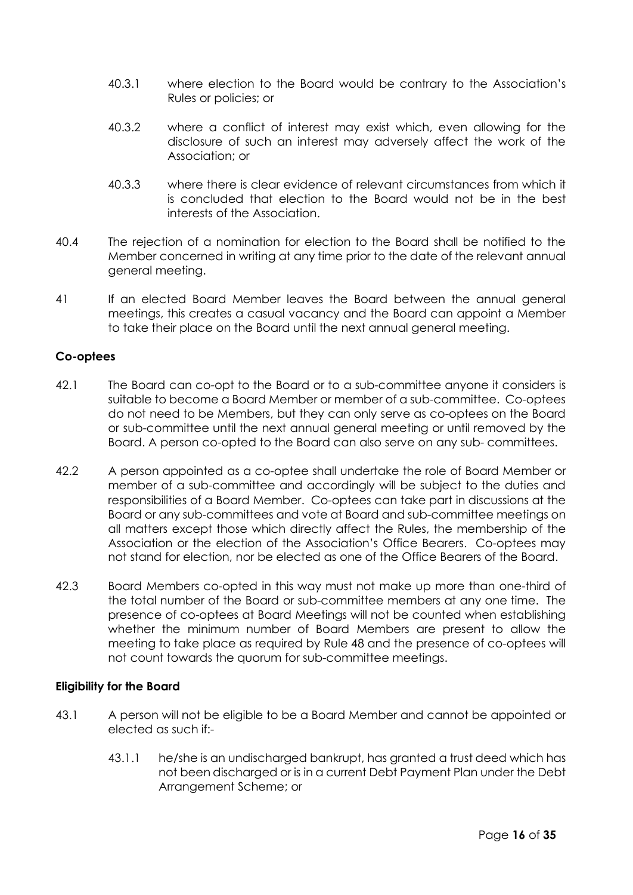40.3.1 where election to the Board would be contrary to the Association's Rules or policies; or

40.3.2 where a conflict of interest may exist which, even allowing for the disclosure of such an interest may adversely affect the work of the Association; or

40.3.3 where there is clear evidence of relevant circumstances from which it is concluded that election to the Board would not be in the best interests of the Association.

40.4 The rejection of a nomination for election to the Board shall be notified to the Member concerned in writing at any time prior to the date of the relevant annual general meeting.

41 If an elected Board Member leaves the Board between the annual general meetings, this creates a casual vacancy and the Board can appoint a Member to take their place on the Board until the next annual general meeting.

**Co-optees**

42.1 The Board can co-opt to the Board or to a sub-committee anyone it considers is suitable to become a Board Member or member of a sub-committee. Co-optees do not need to be Members, but they can only serve as co-optees on the Board or sub-committee until the next annual general meeting or until removed by the Board. A person co-opted to the Board can also serve on any sub- committees.

42.2 A person appointed as a co-optee shall undertake the role of Board Member or member of a sub-committee and accordingly will be subject to the duties and responsibilities of a Board Member. Co-optees can take part in discussions at the Board or any sub-committees and vote at Board and sub-committee meetings on all matters except those which directly affect the Rules, the membership of the Association or the election of the Association's Office Bearers. Co-optees may not stand for election, nor be elected as one of the Office Bearers of the Board.

42.3 Board Members co-opted in this way must not make up more than one-third of the total number of the Board or sub-committee members at any one time. The presence of co-optees at Board Meetings will not be counted when establishing whether the minimum number of Board Members are present to allow the meeting to take place as required by Rule 48 and the presence of co-optees will not count towards the quorum for sub-committee meetings.

**Eligibility for the Board**

43.1 A person will not be eligible to be a Board Member and cannot be appointed or elected as such if:-

43.1.1 he/she is an undischarged bankrupt, has granted a trust deed which has not been discharged or is in a current Debt Payment Plan under the Debt Arrangement Scheme; or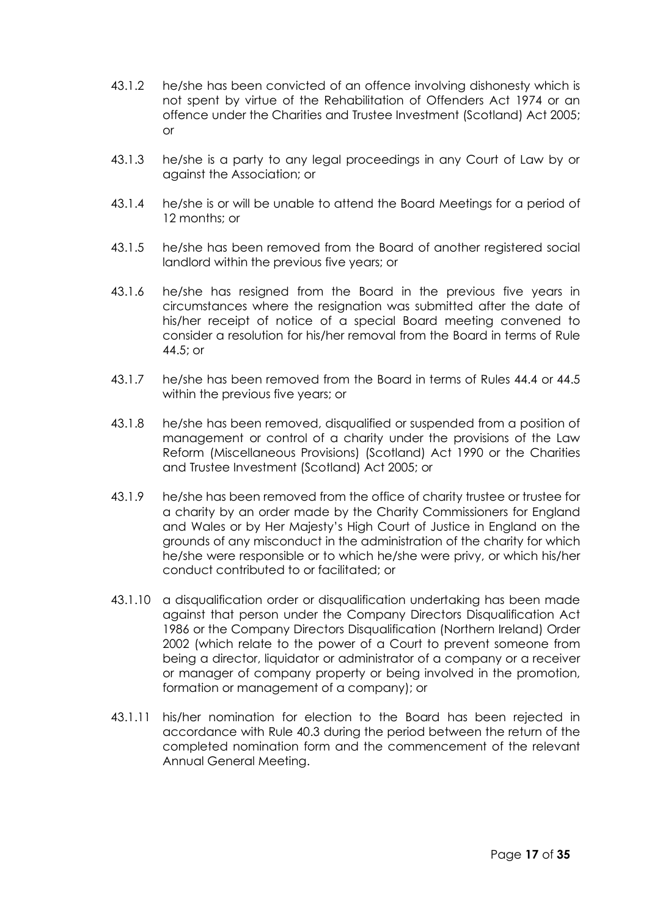43.1.2 he/she has been convicted of an offence involving dishonesty which is not spent by virtue of the Rehabilitation of Offenders Act 1974 or an offence under the Charities and Trustee Investment (Scotland) Act 2005; or

43.1.3 he/she is a party to any legal proceedings in any Court of Law by or against the Association; or

43.1.4 he/she is or will be unable to attend the Board Meetings for a period of 12 months; or

43.1.5 he/she has been removed from the Board of another registered social landlord within the previous five years; or

43.1.6 he/she has resigned from the Board in the previous five years in circumstances where the resignation was submitted after the date of his/her receipt of notice of a special Board meeting convened to consider a resolution for his/her removal from the Board in terms of Rule 44.5; or

43.1.7 he/she has been removed from the Board in terms of Rules 44.4 or 44.5 within the previous five years; or

43.1.8 he/she has been removed, disqualified or suspended from a position of management or control of a charity under the provisions of the Law Reform (Miscellaneous Provisions) (Scotland) Act 1990 or the Charities and Trustee Investment (Scotland) Act 2005; or

43.1.9 he/she has been removed from the office of charity trustee or trustee for a charity by an order made by the Charity Commissioners for England and Wales or by Her Majesty's High Court of Justice in England on the grounds of any misconduct in the administration of the charity for which he/she were responsible or to which he/she were privy, or which his/her conduct contributed to or facilitated; or

43.1.10 a disqualification order or disqualification undertaking has been made against that person under the Company Directors Disqualification Act 1986 or the Company Directors Disqualification (Northern Ireland) Order 2002 (which relate to the power of a Court to prevent someone from being a director, liquidator or administrator of a company or a receiver or manager of company property or being involved in the promotion, formation or management of a company); or

43.1.11 his/her nomination for election to the Board has been rejected in accordance with Rule 40.3 during the period between the return of the completed nomination form and the commencement of the relevant Annual General Meeting.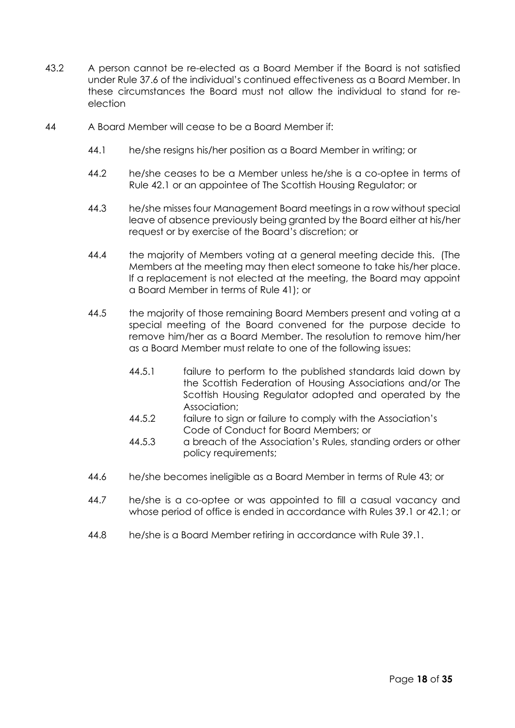43.2 A person cannot be re-elected as a Board Member if the Board is not satisfied under Rule 37.6 of the individual's continued effectiveness as a Board Member. In these circumstances the Board must not allow the individual to stand for re-election

44 A Board Member will cease to be a Board Member if:

44.1 he/she resigns his/her position as a Board Member in writing; or

44.2 he/she ceases to be a Member unless he/she is a co-optee in terms of Rule 42.1 or an appointee of The Scottish Housing Regulator; or

44.3 he/she misses four Management Board meetings in a row without special leave of absence previously being granted by the Board either at his/her request or by exercise of the Board's discretion; or

44.4 the majority of Members voting at a general meeting decide this. (The Members at the meeting may then elect someone to take his/her place. If a replacement is not elected at the meeting, the Board may appoint a Board Member in terms of Rule 41); or

44.5 the majority of those remaining Board Members present and voting at a special meeting of the Board convened for the purpose decide to remove him/her as a Board Member. The resolution to remove him/her as a Board Member must relate to one of the following issues:

44.5.1 failure to perform to the published standards laid down by the Scottish Federation of Housing Associations and/or The Scottish Housing Regulator adopted and operated by the Association;

44.5.2 failure to sign or failure to comply with the Association's Code of Conduct for Board Members; or

44.5.3 a breach of the Association's Rules, standing orders or other policy requirements;

44.6 he/she becomes ineligible as a Board Member in terms of Rule 43; or

44.7 he/she is a co-optee or was appointed to fill a casual vacancy and whose period of office is ended in accordance with Rules 39.1 or 42.1; or

44.8 he/she is a Board Member retiring in accordance with Rule 39.1.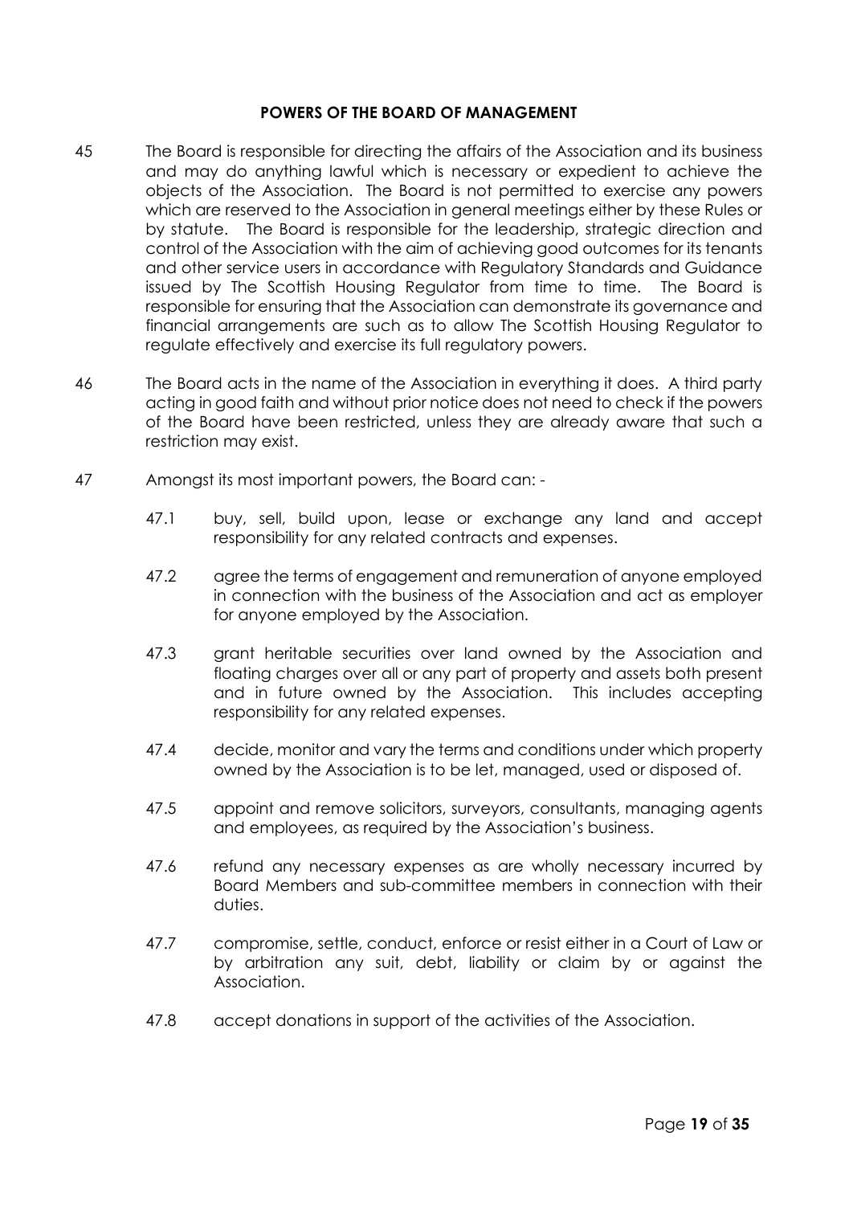## POWERS OF THE BOARD OF MANAGEMENT

45 The Board is responsible for directing the affairs of the Association and its business and may do anything lawful which is necessary or expedient to achieve the objects of the Association. The Board is not permitted to exercise any powers which are reserved to the Association in general meetings either by these Rules or by statute. The Board is responsible for the leadership, strategic direction and control of the Association with the aim of achieving good outcomes for its tenants and other service users in accordance with Regulatory Standards and Guidance issued by The Scottish Housing Regulator from time to time. The Board is responsible for ensuring that the Association can demonstrate its governance and financial arrangements are such as to allow The Scottish Housing Regulator to regulate effectively and exercise its full regulatory powers.

46 The Board acts in the name of the Association in everything it does. A third party acting in good faith and without prior notice does not need to check if the powers of the Board have been restricted, unless they are already aware that such a restriction may exist.

47 Amongst its most important powers, the Board can: -

47.1 buy, sell, build upon, lease or exchange any land and accept responsibility for any related contracts and expenses.

47.2 agree the terms of engagement and remuneration of anyone employed in connection with the business of the Association and act as employer for anyone employed by the Association.

47.3 grant heritable securities over land owned by the Association and floating charges over all or any part of property and assets both present and in future owned by the Association. This includes accepting responsibility for any related expenses.

47.4 decide, monitor and vary the terms and conditions under which property owned by the Association is to be let, managed, used or disposed of.

47.5 appoint and remove solicitors, surveyors, consultants, managing agents and employees, as required by the Association's business.

47.6 refund any necessary expenses as are wholly necessary incurred by Board Members and sub-committee members in connection with their duties.

47.7 compromise, settle, conduct, enforce or resist either in a Court of Law or by arbitration any suit, debt, liability or claim by or against the Association.

47.8 accept donations in support of the activities of the Association.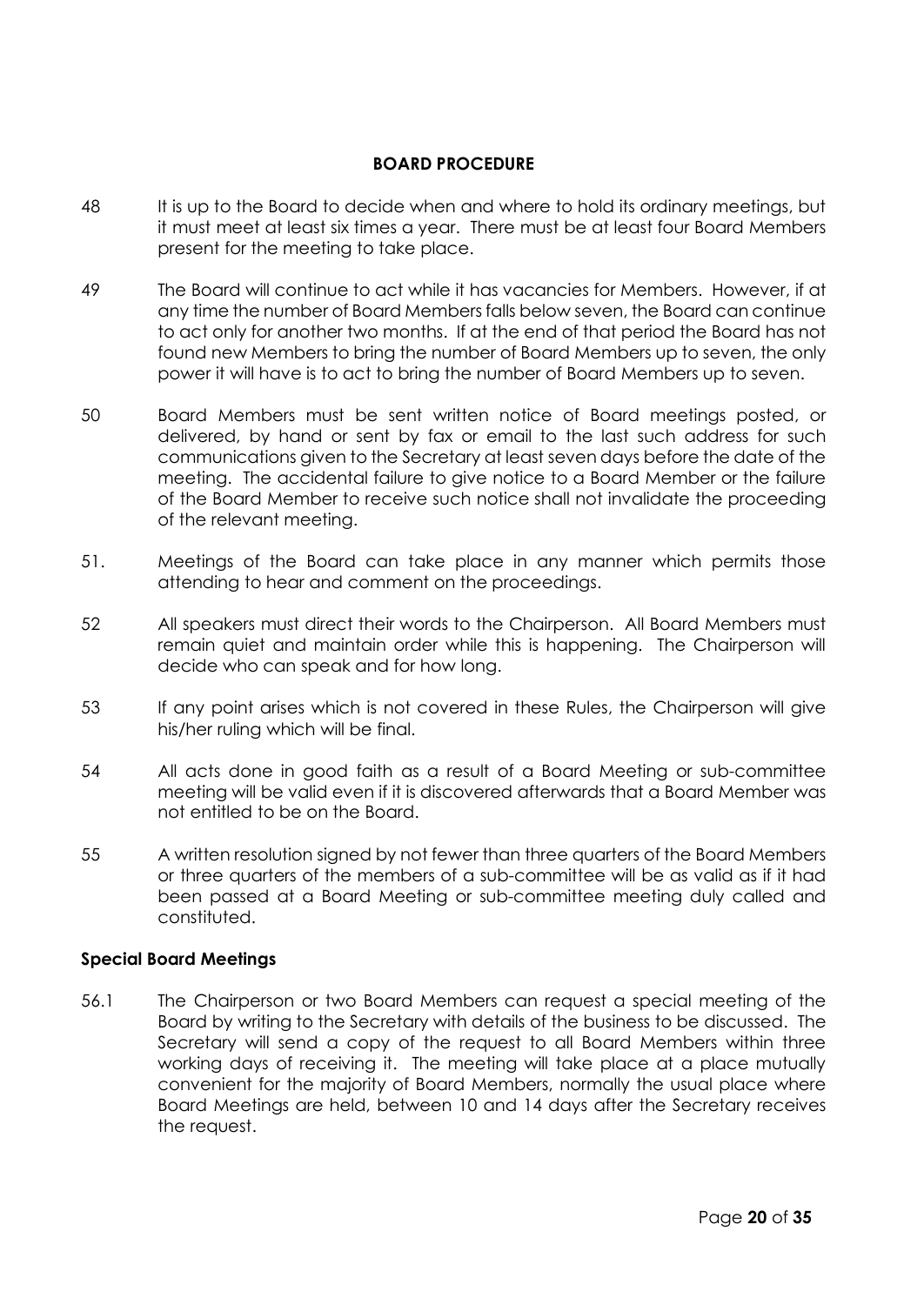## BOARD PROCEDURE

48 It is up to the Board to decide when and where to hold its ordinary meetings, but it must meet at least six times a year. There must be at least four Board Members present for the meeting to take place.

49 The Board will continue to act while it has vacancies for Members. However, if at any time the number of Board Members falls below seven, the Board can continue to act only for another two months. If at the end of that period the Board has not found new Members to bring the number of Board Members up to seven, the only power it will have is to act to bring the number of Board Members up to seven.

50 Board Members must be sent written notice of Board meetings posted, or delivered, by hand or sent by fax or email to the last such address for such communications given to the Secretary at least seven days before the date of the meeting. The accidental failure to give notice to a Board Member or the failure of the Board Member to receive such notice shall not invalidate the proceeding of the relevant meeting.

51. Meetings of the Board can take place in any manner which permits those attending to hear and comment on the proceedings.

52 All speakers must direct their words to the Chairperson. All Board Members must remain quiet and maintain order while this is happening. The Chairperson will decide who can speak and for how long.

53 If any point arises which is not covered in these Rules, the Chairperson will give his/her ruling which will be final.

54 All acts done in good faith as a result of a Board Meeting or sub-committee meeting will be valid even if it is discovered afterwards that a Board Member was not entitled to be on the Board.

55 A written resolution signed by not fewer than three quarters of the Board Members or three quarters of the members of a sub-committee will be as valid as if it had been passed at a Board Meeting or sub-committee meeting duly called and constituted.

### Special Board Meetings

56.1 The Chairperson or two Board Members can request a special meeting of the Board by writing to the Secretary with details of the business to be discussed. The Secretary will send a copy of the request to all Board Members within three working days of receiving it. The meeting will take place at a place mutually convenient for the majority of Board Members, normally the usual place where Board Meetings are held, between 10 and 14 days after the Secretary receives the request.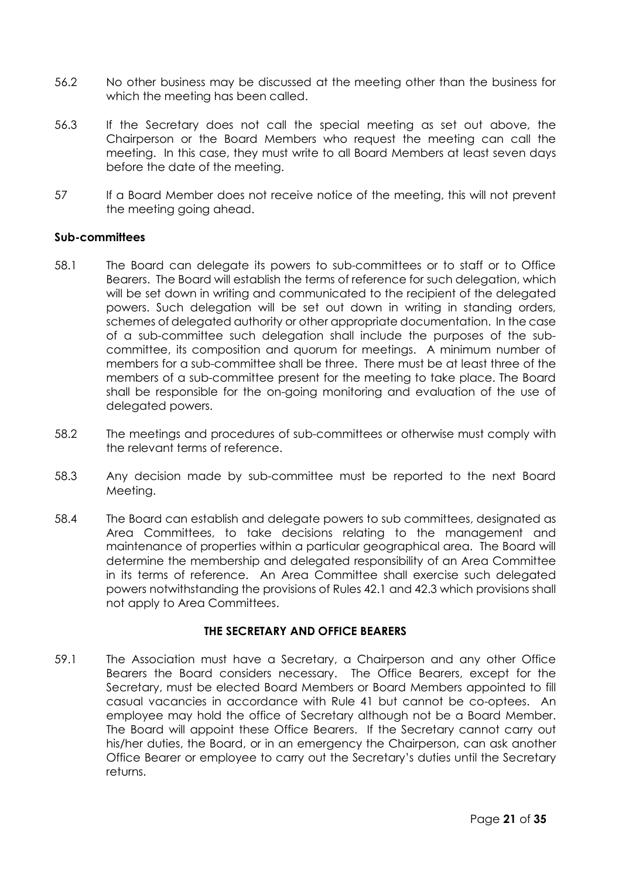56.2 No other business may be discussed at the meeting other than the business for which the meeting has been called.

56.3 If the Secretary does not call the special meeting as set out above, the Chairperson or the Board Members who request the meeting can call the meeting. In this case, they must write to all Board Members at least seven days before the date of the meeting.

57 If a Board Member does not receive notice of the meeting, this will not prevent the meeting going ahead.

**Sub-committees**

58.1 The Board can delegate its powers to sub-committees or to staff or to Office Bearers. The Board will establish the terms of reference for such delegation, which will be set down in writing and communicated to the recipient of the delegated powers. Such delegation will be set out down in writing in standing orders, schemes of delegated authority or other appropriate documentation. In the case of a sub-committee such delegation shall include the purposes of the sub-committee, its composition and quorum for meetings. A minimum number of members for a sub-committee shall be three. There must be at least three of the members of a sub-committee present for the meeting to take place. The Board shall be responsible for the on-going monitoring and evaluation of the use of delegated powers.

58.2 The meetings and procedures of sub-committees or otherwise must comply with the relevant terms of reference.

58.3 Any decision made by sub-committee must be reported to the next Board Meeting.

58.4 The Board can establish and delegate powers to sub committees, designated as Area Committees, to take decisions relating to the management and maintenance of properties within a particular geographical area. The Board will determine the membership and delegated responsibility of an Area Committee in its terms of reference. An Area Committee shall exercise such delegated powers notwithstanding the provisions of Rules 42.1 and 42.3 which provisions shall not apply to Area Committees.

**THE SECRETARY AND OFFICE BEARERS**

59.1 The Association must have a Secretary, a Chairperson and any other Office Bearers the Board considers necessary. The Office Bearers, except for the Secretary, must be elected Board Members or Board Members appointed to fill casual vacancies in accordance with Rule 41 but cannot be co-optees. An employee may hold the office of Secretary although not be a Board Member. The Board will appoint these Office Bearers. If the Secretary cannot carry out his/her duties, the Board, or in an emergency the Chairperson, can ask another Office Bearer or employee to carry out the Secretary's duties until the Secretary returns.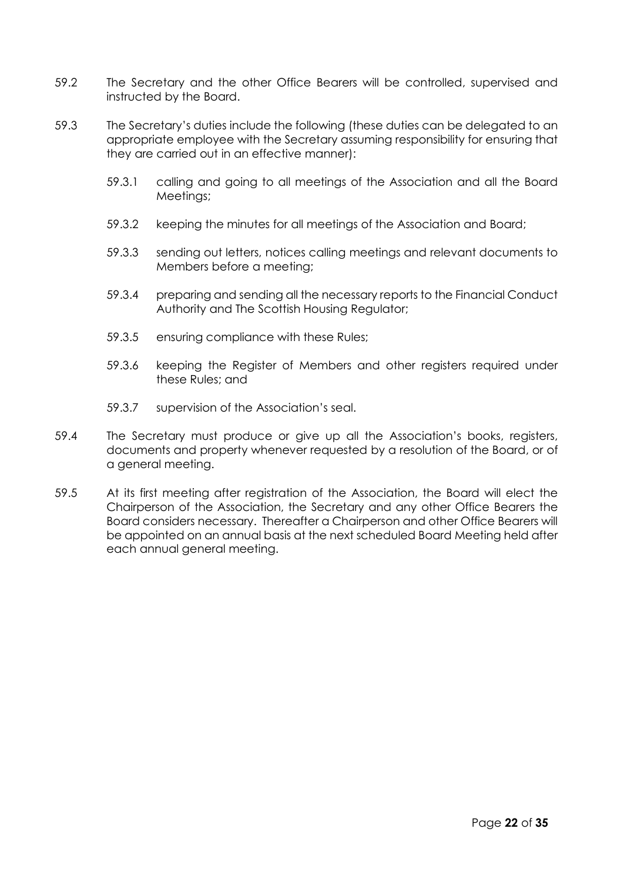59.2 The Secretary and the other Office Bearers will be controlled, supervised and instructed by the Board.

59.3 The Secretary's duties include the following (these duties can be delegated to an appropriate employee with the Secretary assuming responsibility for ensuring that they are carried out in an effective manner):

- 59.3.1 calling and going to all meetings of the Association and all the Board Meetings;
- 59.3.2 keeping the minutes for all meetings of the Association and Board;
- 59.3.3 sending out letters, notices calling meetings and relevant documents to Members before a meeting;
- 59.3.4 preparing and sending all the necessary reports to the Financial Conduct Authority and The Scottish Housing Regulator;
- 59.3.5 ensuring compliance with these Rules;
- 59.3.6 keeping the Register of Members and other registers required under these Rules; and
- 59.3.7 supervision of the Association's seal.

59.4 The Secretary must produce or give up all the Association's books, registers, documents and property whenever requested by a resolution of the Board, or of a general meeting.

59.5 At its first meeting after registration of the Association, the Board will elect the Chairperson of the Association, the Secretary and any other Office Bearers the Board considers necessary. Thereafter a Chairperson and other Office Bearers will be appointed on an annual basis at the next scheduled Board Meeting held after each annual general meeting.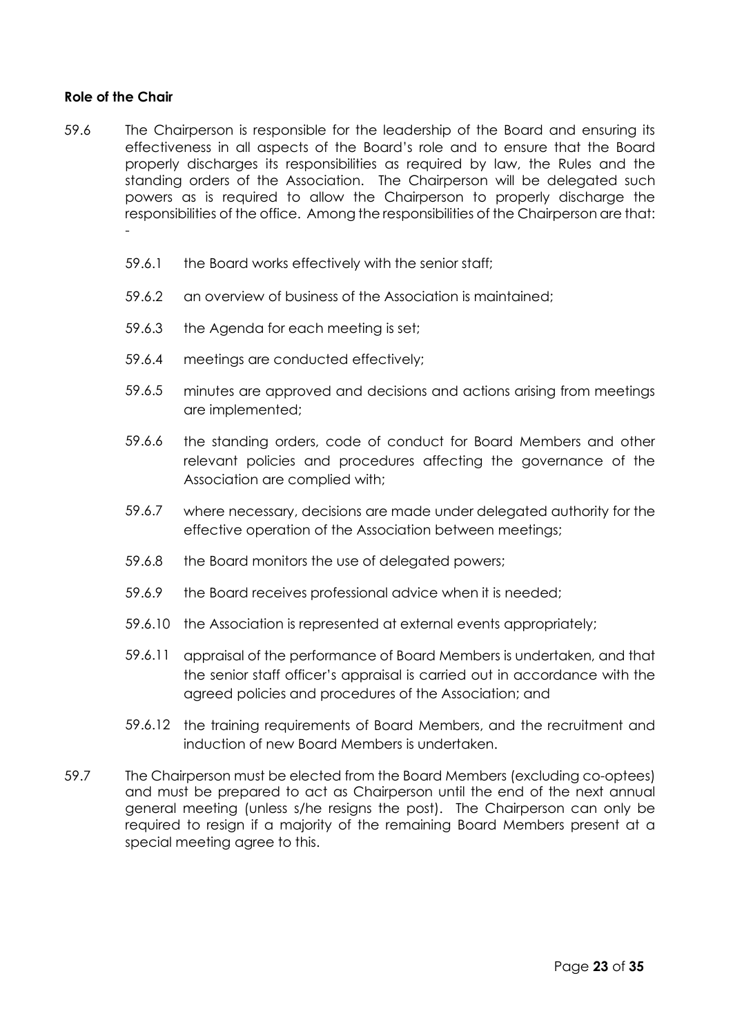**Role of the Chair**

59.6 The Chairperson is responsible for the leadership of the Board and ensuring its effectiveness in all aspects of the Board's role and to ensure that the Board properly discharges its responsibilities as required by law, the Rules and the standing orders of the Association. The Chairperson will be delegated such powers as is required to allow the Chairperson to properly discharge the responsibilities of the office. Among the responsibilities of the Chairperson are that: -

- 59.6.1 the Board works effectively with the senior staff;
- 59.6.2 an overview of business of the Association is maintained;
- 59.6.3 the Agenda for each meeting is set;
- 59.6.4 meetings are conducted effectively;
- 59.6.5 minutes are approved and decisions and actions arising from meetings are implemented;
- 59.6.6 the standing orders, code of conduct for Board Members and other relevant policies and procedures affecting the governance of the Association are complied with;
- 59.6.7 where necessary, decisions are made under delegated authority for the effective operation of the Association between meetings;
- 59.6.8 the Board monitors the use of delegated powers;
- 59.6.9 the Board receives professional advice when it is needed;
- 59.6.10 the Association is represented at external events appropriately;
- 59.6.11 appraisal of the performance of Board Members is undertaken, and that the senior staff officer's appraisal is carried out in accordance with the agreed policies and procedures of the Association; and
- 59.6.12 the training requirements of Board Members, and the recruitment and induction of new Board Members is undertaken.

59.7 The Chairperson must be elected from the Board Members (excluding co-optees) and must be prepared to act as Chairperson until the end of the next annual general meeting (unless s/he resigns the post). The Chairperson can only be required to resign if a majority of the remaining Board Members present at a special meeting agree to this.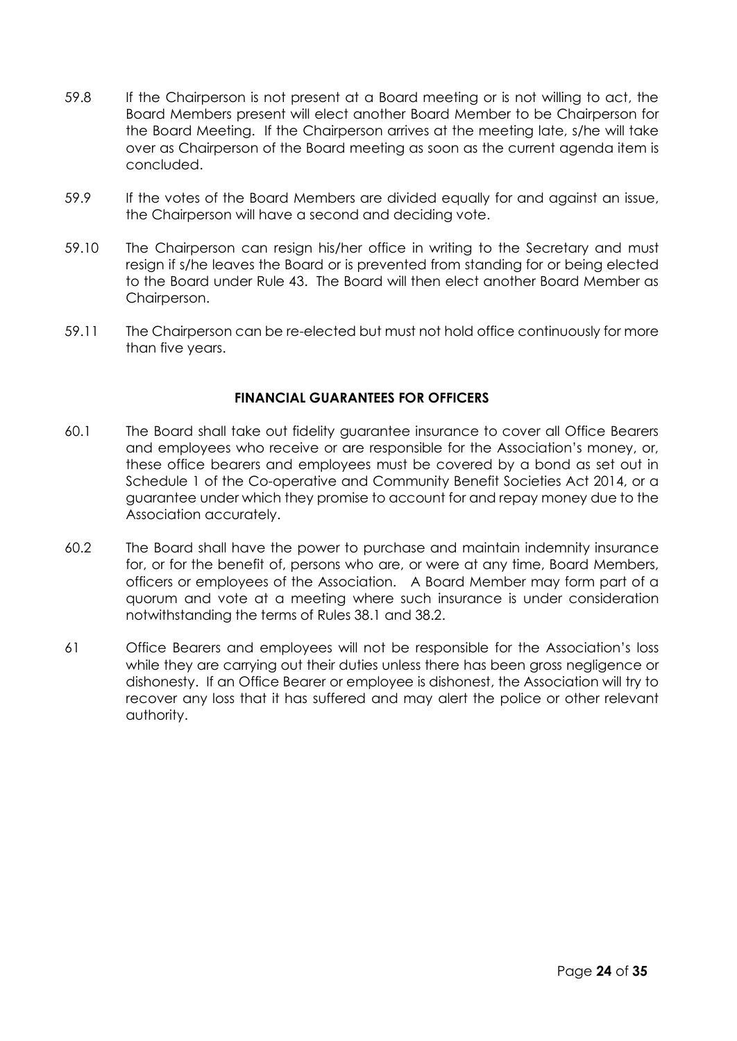59.8 If the Chairperson is not present at a Board meeting or is not willing to act, the Board Members present will elect another Board Member to be Chairperson for the Board Meeting. If the Chairperson arrives at the meeting late, s/he will take over as Chairperson of the Board meeting as soon as the current agenda item is concluded.

59.9 If the votes of the Board Members are divided equally for and against an issue, the Chairperson will have a second and deciding vote.

59.10 The Chairperson can resign his/her office in writing to the Secretary and must resign if s/he leaves the Board or is prevented from standing for or being elected to the Board under Rule 43. The Board will then elect another Board Member as Chairperson.

59.11 The Chairperson can be re-elected but must not hold office continuously for more than five years.

**FINANCIAL GUARANTEES FOR OFFICERS**

60.1 The Board shall take out fidelity guarantee insurance to cover all Office Bearers and employees who receive or are responsible for the Association's money, or, these office bearers and employees must be covered by a bond as set out in Schedule 1 of the Co-operative and Community Benefit Societies Act 2014, or a guarantee under which they promise to account for and repay money due to the Association accurately.

60.2 The Board shall have the power to purchase and maintain indemnity insurance for, or for the benefit of, persons who are, or were at any time, Board Members, officers or employees of the Association. A Board Member may form part of a quorum and vote at a meeting where such insurance is under consideration notwithstanding the terms of Rules 38.1 and 38.2.

61 Office Bearers and employees will not be responsible for the Association's loss while they are carrying out their duties unless there has been gross negligence or dishonesty. If an Office Bearer or employee is dishonest, the Association will try to recover any loss that it has suffered and may alert the police or other relevant authority.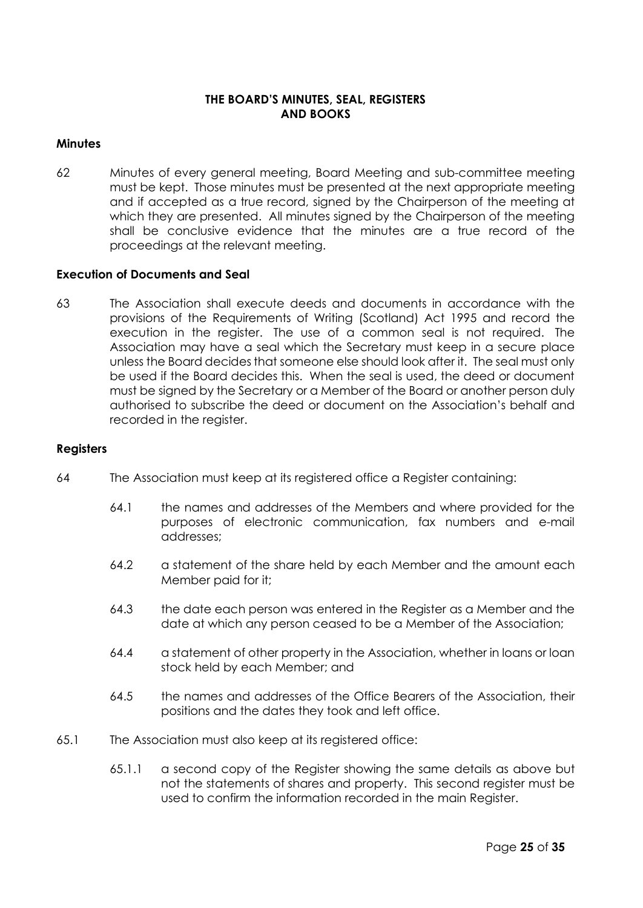## THE BOARD'S MINUTES, SEAL, REGISTERS AND BOOKS

### Minutes

62 Minutes of every general meeting, Board Meeting and sub-committee meeting must be kept. Those minutes must be presented at the next appropriate meeting and if accepted as a true record, signed by the Chairperson of the meeting at which they are presented. All minutes signed by the Chairperson of the meeting shall be conclusive evidence that the minutes are a true record of the proceedings at the relevant meeting.

### Execution of Documents and Seal

63 The Association shall execute deeds and documents in accordance with the provisions of the Requirements of Writing (Scotland) Act 1995 and record the execution in the register. The use of a common seal is not required. The Association may have a seal which the Secretary must keep in a secure place unless the Board decides that someone else should look after it. The seal must only be used if the Board decides this. When the seal is used, the deed or document must be signed by the Secretary or a Member of the Board or another person duly authorised to subscribe the deed or document on the Association's behalf and recorded in the register.

### Registers

64 The Association must keep at its registered office a Register containing:

- 64.1 the names and addresses of the Members and where provided for the purposes of electronic communication, fax numbers and e-mail addresses;
- 64.2 a statement of the share held by each Member and the amount each Member paid for it;
- 64.3 the date each person was entered in the Register as a Member and the date at which any person ceased to be a Member of the Association;
- 64.4 a statement of other property in the Association, whether in loans or loan stock held by each Member; and
- 64.5 the names and addresses of the Office Bearers of the Association, their positions and the dates they took and left office.

65.1 The Association must also keep at its registered office:

- 65.1.1 a second copy of the Register showing the same details as above but not the statements of shares and property. This second register must be used to confirm the information recorded in the main Register.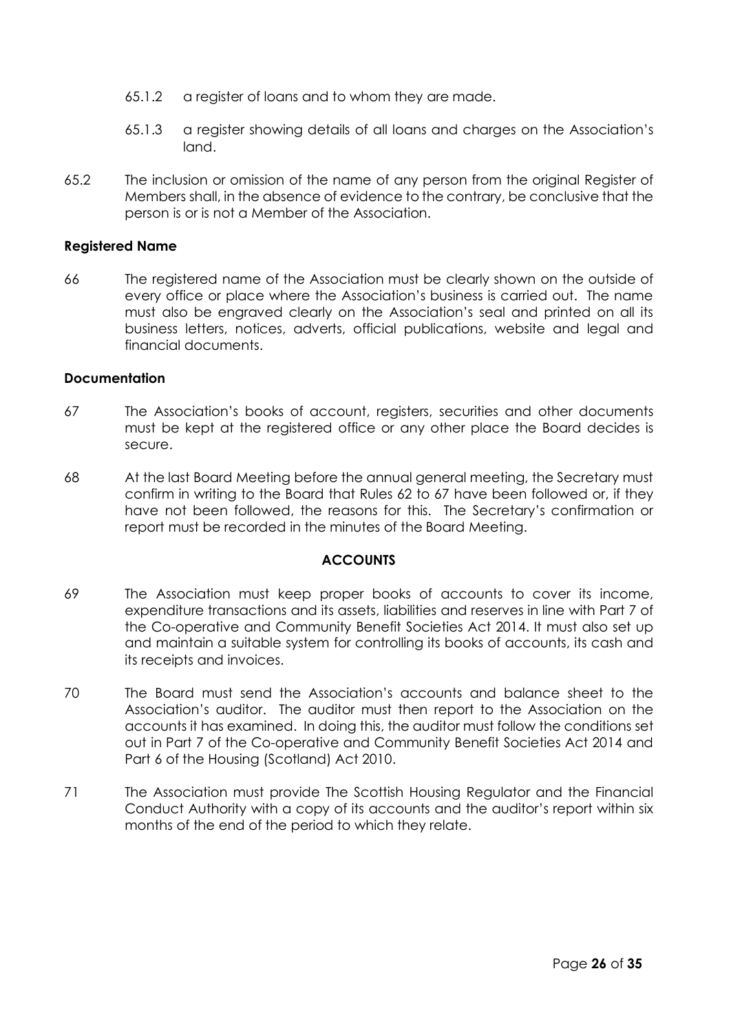65.1.2 a register of loans and to whom they are made.

65.1.3 a register showing details of all loans and charges on the Association's land.

65.2 The inclusion or omission of the name of any person from the original Register of Members shall, in the absence of evidence to the contrary, be conclusive that the person is or is not a Member of the Association.

**Registered Name**

66 The registered name of the Association must be clearly shown on the outside of every office or place where the Association's business is carried out. The name must also be engraved clearly on the Association's seal and printed on all its business letters, notices, adverts, official publications, website and legal and financial documents.

**Documentation**

67 The Association's books of account, registers, securities and other documents must be kept at the registered office or any other place the Board decides is secure.

68 At the last Board Meeting before the annual general meeting, the Secretary must confirm in writing to the Board that Rules 62 to 67 have been followed or, if they have not been followed, the reasons for this. The Secretary's confirmation or report must be recorded in the minutes of the Board Meeting.

**ACCOUNTS**

69 The Association must keep proper books of accounts to cover its income, expenditure transactions and its assets, liabilities and reserves in line with Part 7 of the Co-operative and Community Benefit Societies Act 2014. It must also set up and maintain a suitable system for controlling its books of accounts, its cash and its receipts and invoices.

70 The Board must send the Association's accounts and balance sheet to the Association's auditor. The auditor must then report to the Association on the accounts it has examined. In doing this, the auditor must follow the conditions set out in Part 7 of the Co-operative and Community Benefit Societies Act 2014 and Part 6 of the Housing (Scotland) Act 2010.

71 The Association must provide The Scottish Housing Regulator and the Financial Conduct Authority with a copy of its accounts and the auditor's report within six months of the end of the period to which they relate.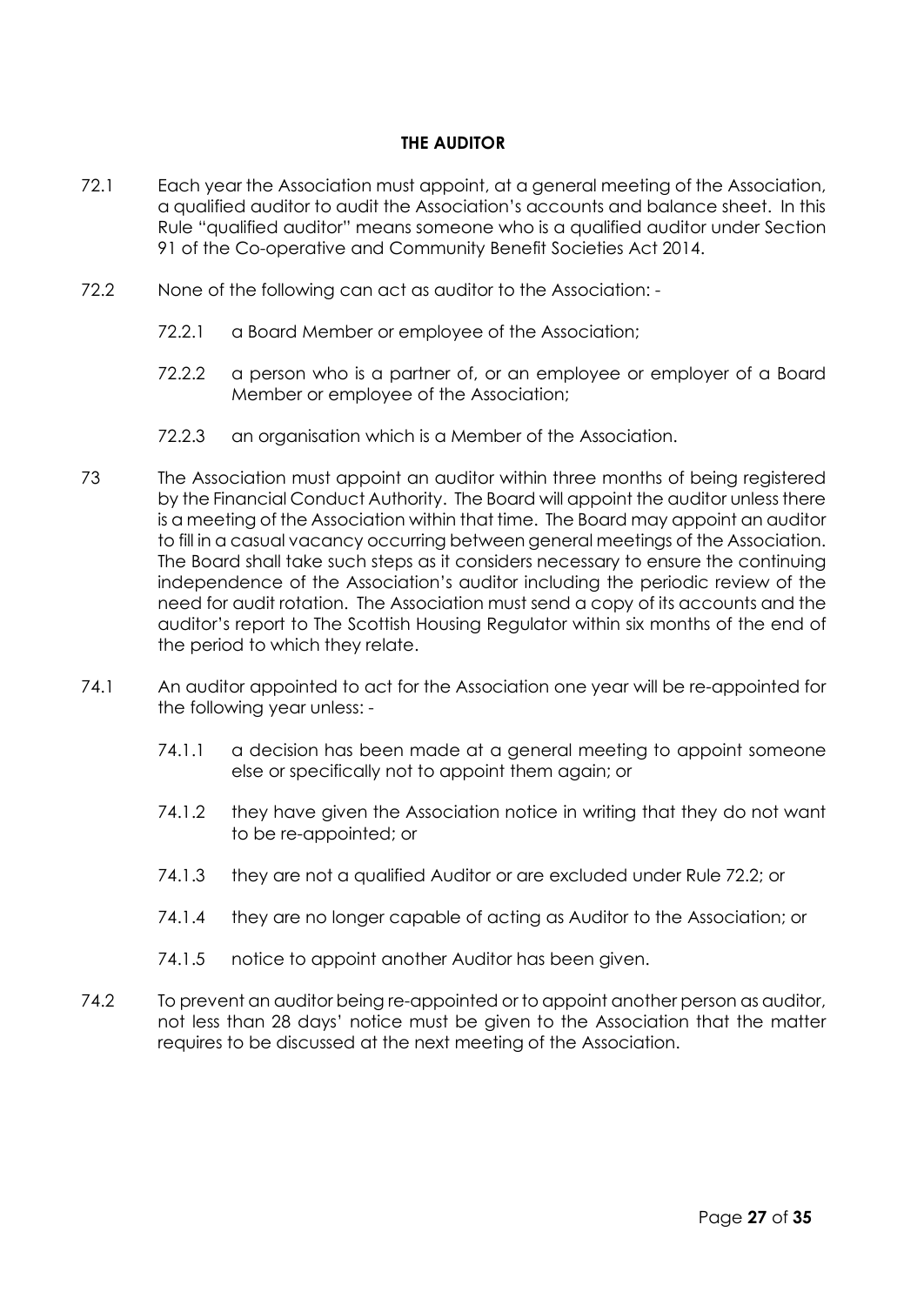## THE AUDITOR

72.1 Each year the Association must appoint, at a general meeting of the Association, a qualified auditor to audit the Association's accounts and balance sheet. In this Rule "qualified auditor" means someone who is a qualified auditor under Section 91 of the Co-operative and Community Benefit Societies Act 2014.

72.2 None of the following can act as auditor to the Association: -

- 72.2.1 a Board Member or employee of the Association;
- 72.2.2 a person who is a partner of, or an employee or employer of a Board Member or employee of the Association;
- 72.2.3 an organisation which is a Member of the Association.

73 The Association must appoint an auditor within three months of being registered by the Financial Conduct Authority. The Board will appoint the auditor unless there is a meeting of the Association within that time. The Board may appoint an auditor to fill in a casual vacancy occurring between general meetings of the Association. The Board shall take such steps as it considers necessary to ensure the continuing independence of the Association's auditor including the periodic review of the need for audit rotation. The Association must send a copy of its accounts and the auditor's report to The Scottish Housing Regulator within six months of the end of the period to which they relate.

74.1 An auditor appointed to act for the Association one year will be re-appointed for the following year unless: -

- 74.1.1 a decision has been made at a general meeting to appoint someone else or specifically not to appoint them again; or
- 74.1.2 they have given the Association notice in writing that they do not want to be re-appointed; or
- 74.1.3 they are not a qualified Auditor or are excluded under Rule 72.2; or
- 74.1.4 they are no longer capable of acting as Auditor to the Association; or
- 74.1.5 notice to appoint another Auditor has been given.

74.2 To prevent an auditor being re-appointed or to appoint another person as auditor, not less than 28 days' notice must be given to the Association that the matter requires to be discussed at the next meeting of the Association.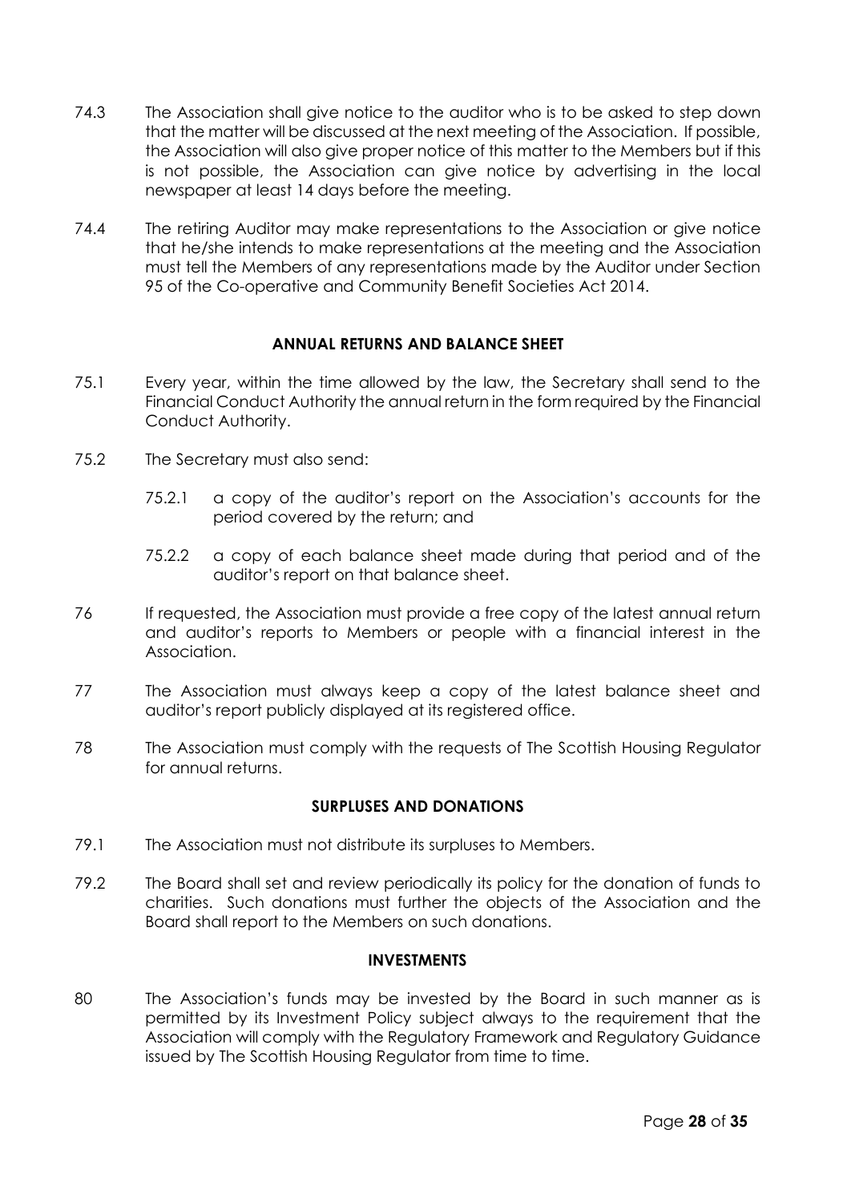74.3 The Association shall give notice to the auditor who is to be asked to step down that the matter will be discussed at the next meeting of the Association. If possible, the Association will also give proper notice of this matter to the Members but if this is not possible, the Association can give notice by advertising in the local newspaper at least 14 days before the meeting.

74.4 The retiring Auditor may make representations to the Association or give notice that he/she intends to make representations at the meeting and the Association must tell the Members of any representations made by the Auditor under Section 95 of the Co-operative and Community Benefit Societies Act 2014.

## ANNUAL RETURNS AND BALANCE SHEET

75.1 Every year, within the time allowed by the law, the Secretary shall send to the Financial Conduct Authority the annual return in the form required by the Financial Conduct Authority.

75.2 The Secretary must also send:

- 75.2.1 a copy of the auditor's report on the Association's accounts for the period covered by the return; and
- 75.2.2 a copy of each balance sheet made during that period and of the auditor's report on that balance sheet.

76 If requested, the Association must provide a free copy of the latest annual return and auditor's reports to Members or people with a financial interest in the Association.

77 The Association must always keep a copy of the latest balance sheet and auditor's report publicly displayed at its registered office.

78 The Association must comply with the requests of The Scottish Housing Regulator for annual returns.

## SURPLUSES AND DONATIONS

79.1 The Association must not distribute its surpluses to Members.

79.2 The Board shall set and review periodically its policy for the donation of funds to charities. Such donations must further the objects of the Association and the Board shall report to the Members on such donations.

## INVESTMENTS

80 The Association's funds may be invested by the Board in such manner as is permitted by its Investment Policy subject always to the requirement that the Association will comply with the Regulatory Framework and Regulatory Guidance issued by The Scottish Housing Regulator from time to time.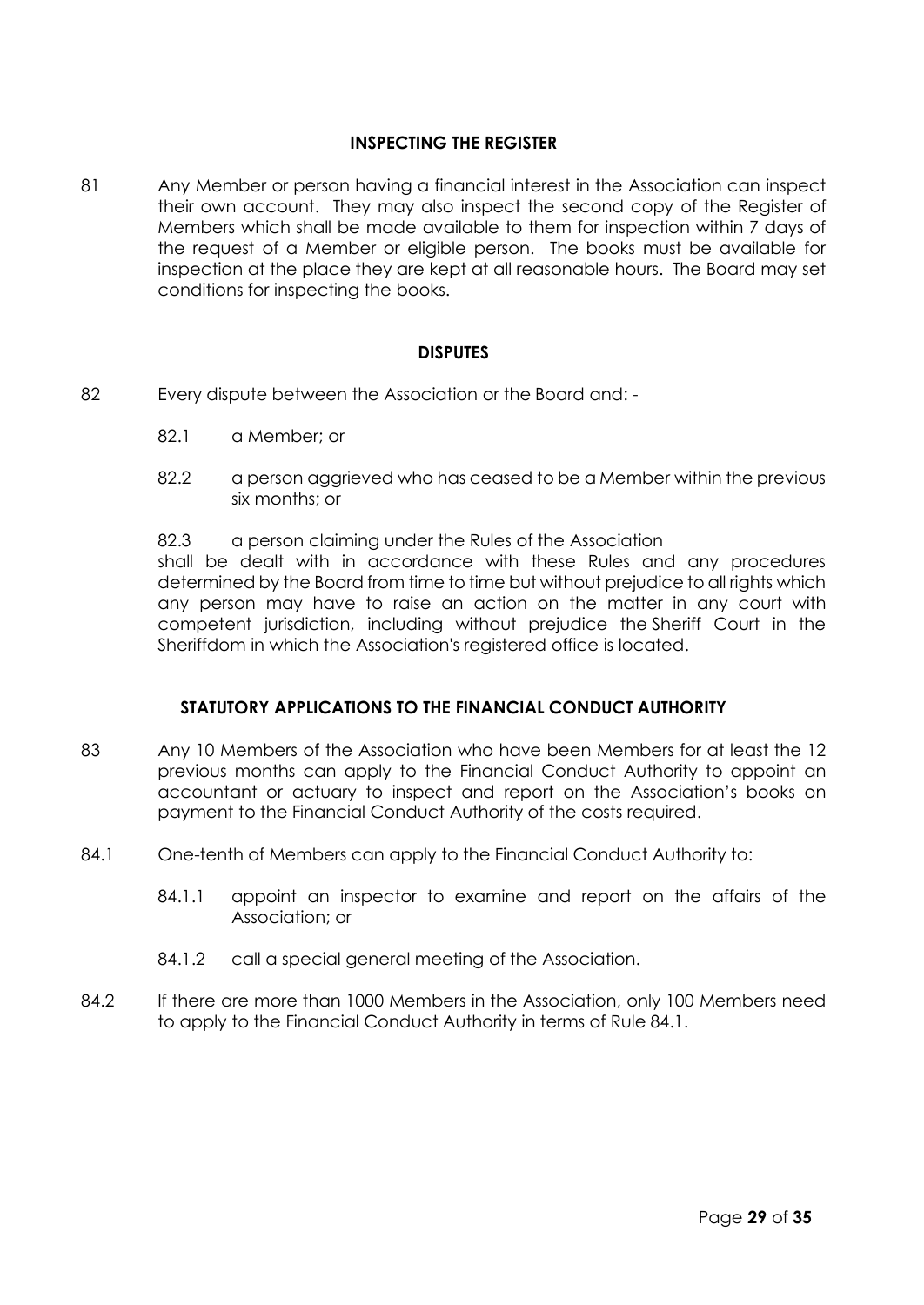## INSPECTING THE REGISTER

81 Any Member or person having a financial interest in the Association can inspect their own account. They may also inspect the second copy of the Register of Members which shall be made available to them for inspection within 7 days of the request of a Member or eligible person. The books must be available for inspection at the place they are kept at all reasonable hours. The Board may set conditions for inspecting the books.

## DISPUTES

82 Every dispute between the Association or the Board and: -

- 82.1 a Member; or
- 82.2 a person aggrieved who has ceased to be a Member within the previous six months; or
- 82.3 a person claiming under the Rules of the Association

shall be dealt with in accordance with these Rules and any procedures determined by the Board from time to time but without prejudice to all rights which any person may have to raise an action on the matter in any court with competent jurisdiction, including without prejudice the Sheriff Court in the Sheriffdom in which the Association's registered office is located.

## STATUTORY APPLICATIONS TO THE FINANCIAL CONDUCT AUTHORITY

83 Any 10 Members of the Association who have been Members for at least the 12 previous months can apply to the Financial Conduct Authority to appoint an accountant or actuary to inspect and report on the Association's books on payment to the Financial Conduct Authority of the costs required.

84.1 One-tenth of Members can apply to the Financial Conduct Authority to:

- 84.1.1 appoint an inspector to examine and report on the affairs of the Association; or
- 84.1.2 call a special general meeting of the Association.

84.2 If there are more than 1000 Members in the Association, only 100 Members need to apply to the Financial Conduct Authority in terms of Rule 84.1.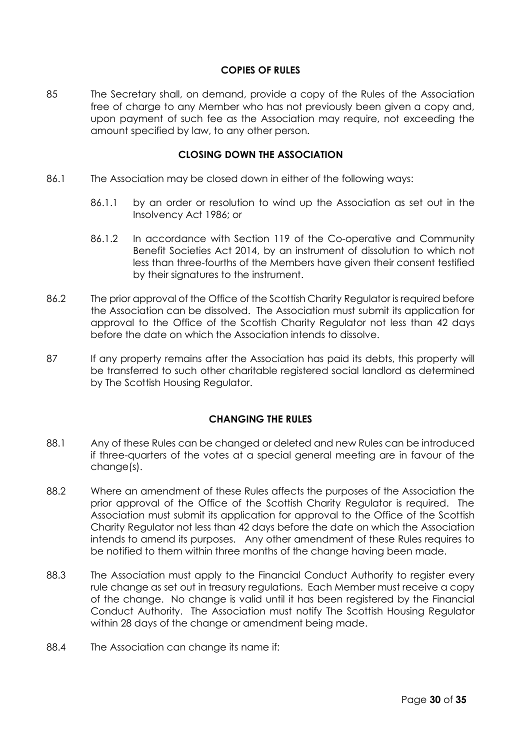## COPIES OF RULES

85 The Secretary shall, on demand, provide a copy of the Rules of the Association free of charge to any Member who has not previously been given a copy and, upon payment of such fee as the Association may require, not exceeding the amount specified by law, to any other person.

## CLOSING DOWN THE ASSOCIATION

86.1 The Association may be closed down in either of the following ways:

86.1.1 by an order or resolution to wind up the Association as set out in the Insolvency Act 1986; or

86.1.2 In accordance with Section 119 of the Co-operative and Community Benefit Societies Act 2014, by an instrument of dissolution to which not less than three-fourths of the Members have given their consent testified by their signatures to the instrument.

86.2 The prior approval of the Office of the Scottish Charity Regulator is required before the Association can be dissolved. The Association must submit its application for approval to the Office of the Scottish Charity Regulator not less than 42 days before the date on which the Association intends to dissolve.

87 If any property remains after the Association has paid its debts, this property will be transferred to such other charitable registered social landlord as determined by The Scottish Housing Regulator.

## CHANGING THE RULES

88.1 Any of these Rules can be changed or deleted and new Rules can be introduced if three-quarters of the votes at a special general meeting are in favour of the change(s).

88.2 Where an amendment of these Rules affects the purposes of the Association the prior approval of the Office of the Scottish Charity Regulator is required. The Association must submit its application for approval to the Office of the Scottish Charity Regulator not less than 42 days before the date on which the Association intends to amend its purposes. Any other amendment of these Rules requires to be notified to them within three months of the change having been made.

88.3 The Association must apply to the Financial Conduct Authority to register every rule change as set out in treasury regulations. Each Member must receive a copy of the change. No change is valid until it has been registered by the Financial Conduct Authority. The Association must notify The Scottish Housing Regulator within 28 days of the change or amendment being made.

88.4 The Association can change its name if: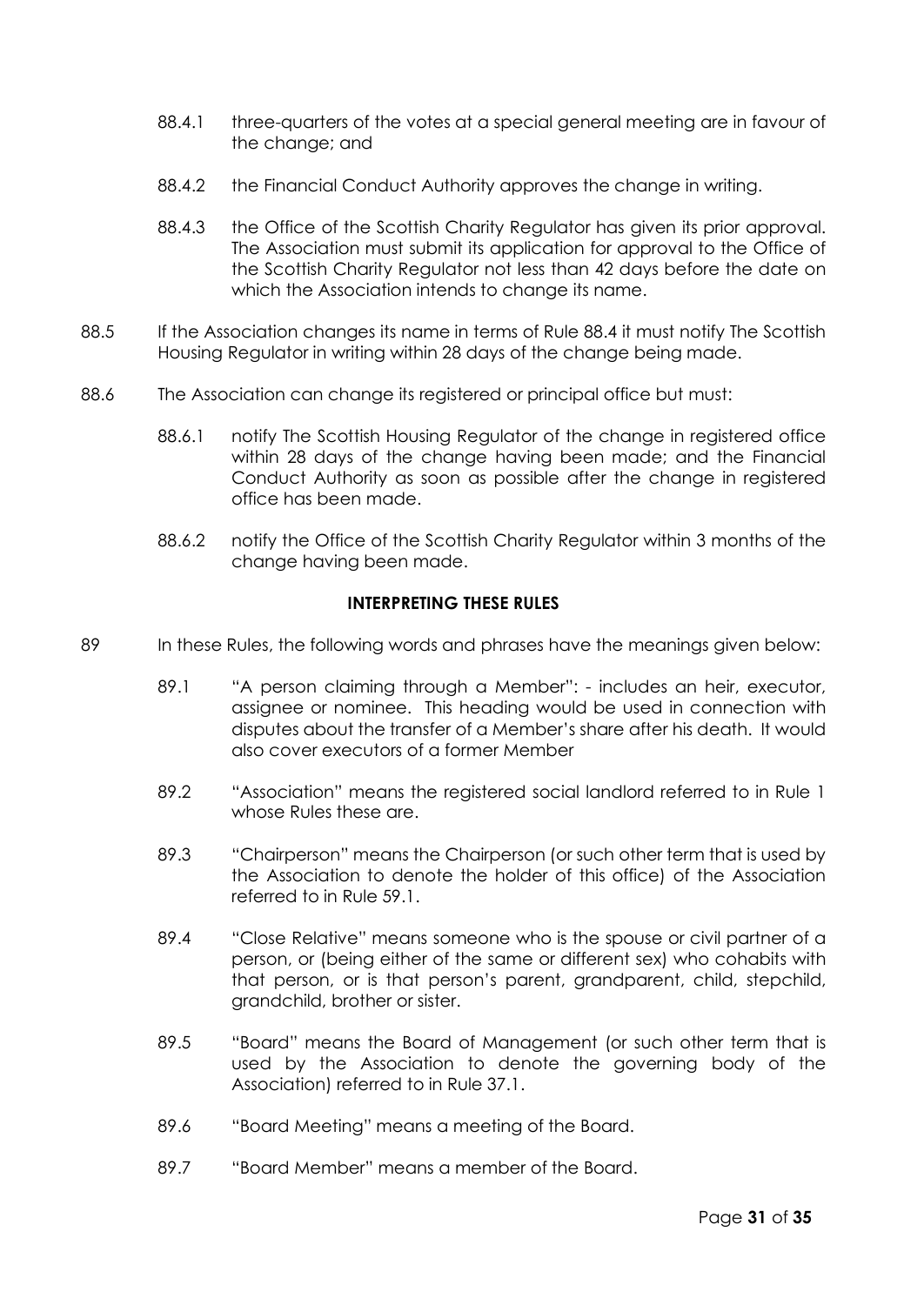88.4.1 three-quarters of the votes at a special general meeting are in favour of the change; and

88.4.2 the Financial Conduct Authority approves the change in writing.

88.4.3 the Office of the Scottish Charity Regulator has given its prior approval. The Association must submit its application for approval to the Office of the Scottish Charity Regulator not less than 42 days before the date on which the Association intends to change its name.

88.5 If the Association changes its name in terms of Rule 88.4 it must notify The Scottish Housing Regulator in writing within 28 days of the change being made.

88.6 The Association can change its registered or principal office but must:

88.6.1 notify The Scottish Housing Regulator of the change in registered office within 28 days of the change having been made; and the Financial Conduct Authority as soon as possible after the change in registered office has been made.

88.6.2 notify the Office of the Scottish Charity Regulator within 3 months of the change having been made.

## INTERPRETING THESE RULES

89 In these Rules, the following words and phrases have the meanings given below:

89.1 "A person claiming through a Member": - includes an heir, executor, assignee or nominee. This heading would be used in connection with disputes about the transfer of a Member's share after his death. It would also cover executors of a former Member

89.2 "Association" means the registered social landlord referred to in Rule 1 whose Rules these are.

89.3 "Chairperson" means the Chairperson (or such other term that is used by the Association to denote the holder of this office) of the Association referred to in Rule 59.1.

89.4 "Close Relative" means someone who is the spouse or civil partner of a person, or (being either of the same or different sex) who cohabits with that person, or is that person's parent, grandparent, child, stepchild, grandchild, brother or sister.

89.5 "Board" means the Board of Management (or such other term that is used by the Association to denote the governing body of the Association) referred to in Rule 37.1.

89.6 "Board Meeting" means a meeting of the Board.

89.7 "Board Member" means a member of the Board.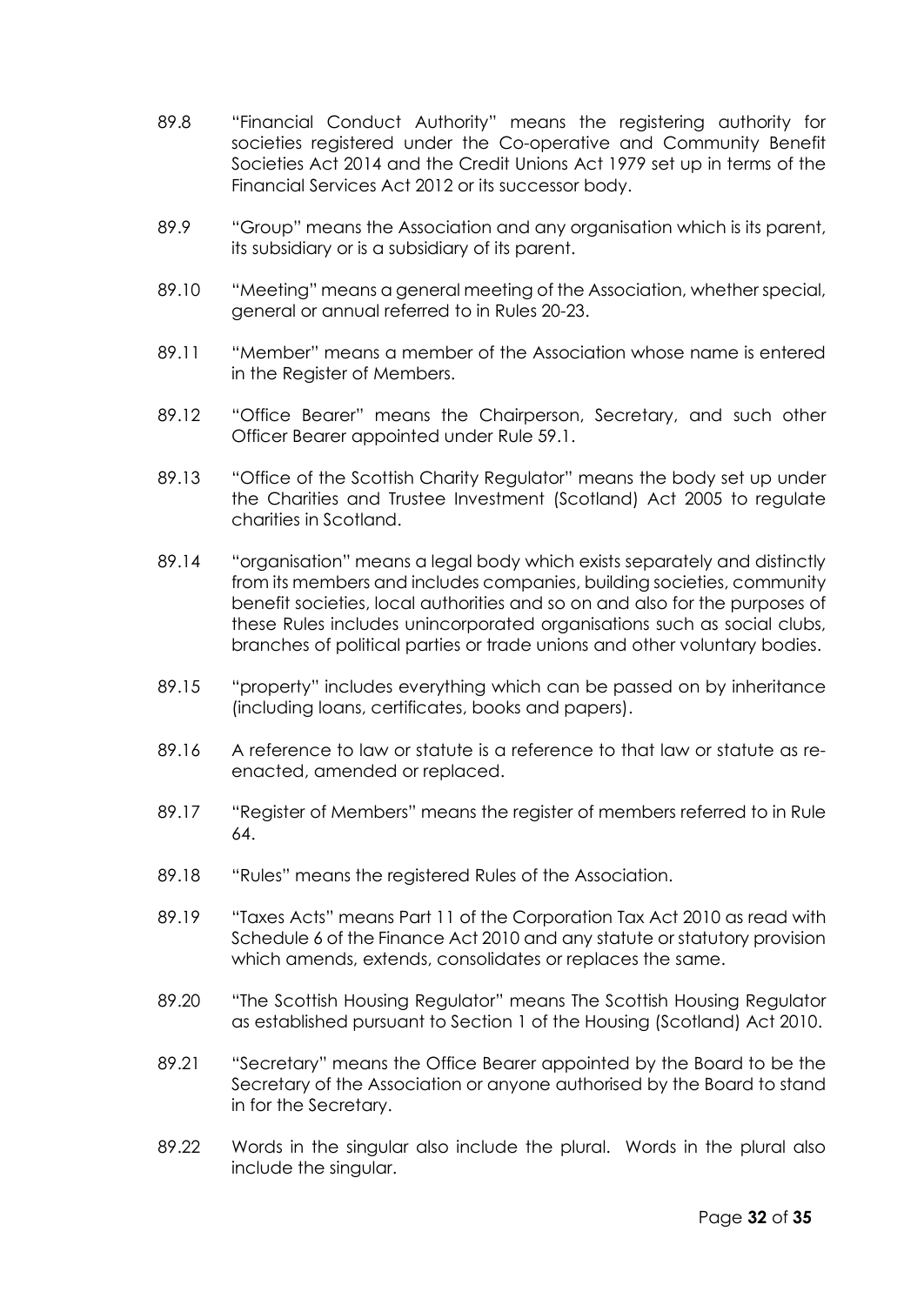89.8 "Financial Conduct Authority" means the registering authority for societies registered under the Co-operative and Community Benefit Societies Act 2014 and the Credit Unions Act 1979 set up in terms of the Financial Services Act 2012 or its successor body.

89.9 "Group" means the Association and any organisation which is its parent, its subsidiary or is a subsidiary of its parent.

89.10 "Meeting" means a general meeting of the Association, whether special, general or annual referred to in Rules 20-23.

89.11 "Member" means a member of the Association whose name is entered in the Register of Members.

89.12 "Office Bearer" means the Chairperson, Secretary, and such other Officer Bearer appointed under Rule 59.1.

89.13 "Office of the Scottish Charity Regulator" means the body set up under the Charities and Trustee Investment (Scotland) Act 2005 to regulate charities in Scotland.

89.14 "organisation" means a legal body which exists separately and distinctly from its members and includes companies, building societies, community benefit societies, local authorities and so on and also for the purposes of these Rules includes unincorporated organisations such as social clubs, branches of political parties or trade unions and other voluntary bodies.

89.15 "property" includes everything which can be passed on by inheritance (including loans, certificates, books and papers).

89.16 A reference to law or statute is a reference to that law or statute as re-enacted, amended or replaced.

89.17 "Register of Members" means the register of members referred to in Rule 64.

89.18 "Rules" means the registered Rules of the Association.

89.19 "Taxes Acts" means Part 11 of the Corporation Tax Act 2010 as read with Schedule 6 of the Finance Act 2010 and any statute or statutory provision which amends, extends, consolidates or replaces the same.

89.20 "The Scottish Housing Regulator" means The Scottish Housing Regulator as established pursuant to Section 1 of the Housing (Scotland) Act 2010.

89.21 "Secretary" means the Office Bearer appointed by the Board to be the Secretary of the Association or anyone authorised by the Board to stand in for the Secretary.

89.22 Words in the singular also include the plural. Words in the plural also include the singular.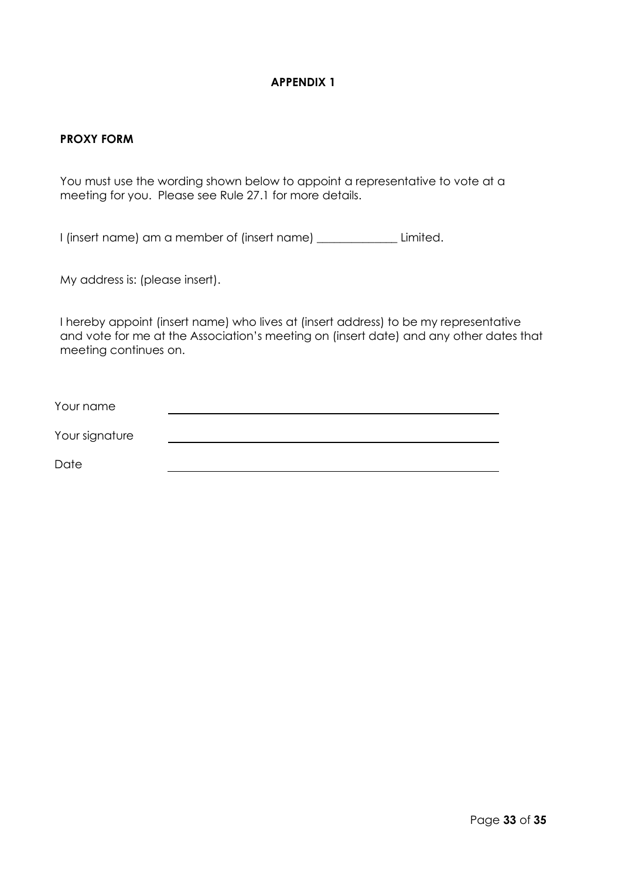**APPENDIX 1**

**PROXY FORM**

You must use the wording shown below to appoint a representative to vote at a meeting for you. Please see Rule 27.1 for more details.

I (insert name) am a member of (insert name) ______________ Limited.

My address is: (please insert).

I hereby appoint (insert name) who lives at (insert address) to be my representative and vote for me at the Association's meeting on (insert date) and any other dates that meeting continues on.

Your name ______________________________________________

Your signature ______________________________________________

Date ______________________________________________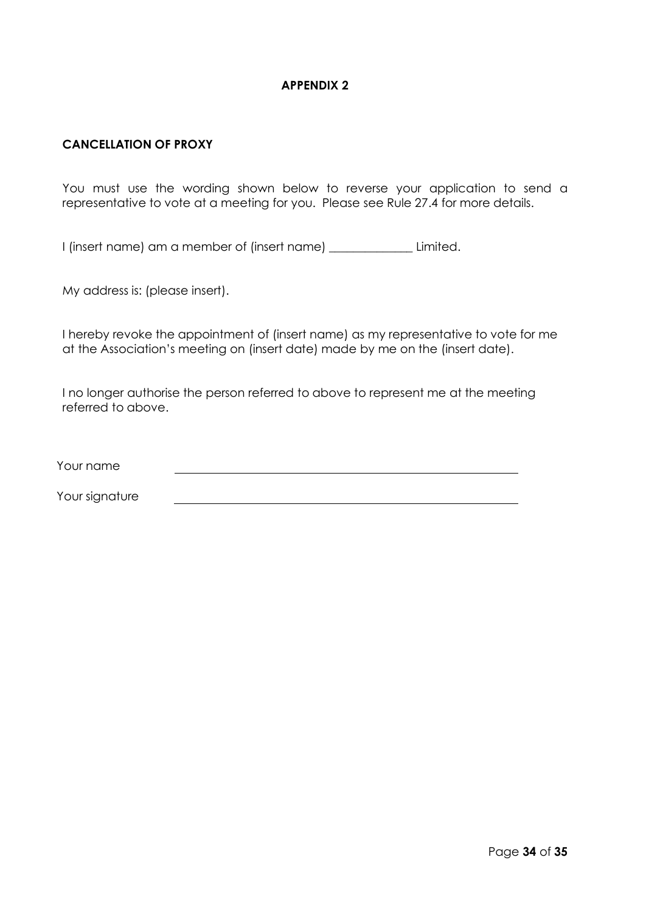## APPENDIX 2

### CANCELLATION OF PROXY

You must use the wording shown below to reverse your application to send a representative to vote at a meeting for you. Please see Rule 27.4 for more details.

I (insert name) am a member of (insert name) ______________ Limited.

My address is: (please insert).

I hereby revoke the appointment of (insert name) as my representative to vote for me at the Association's meeting on (insert date) made by me on the (insert date).

I no longer authorise the person referred to above to represent me at the meeting referred to above.

Your name ________________________________________________

Your signature ________________________________________________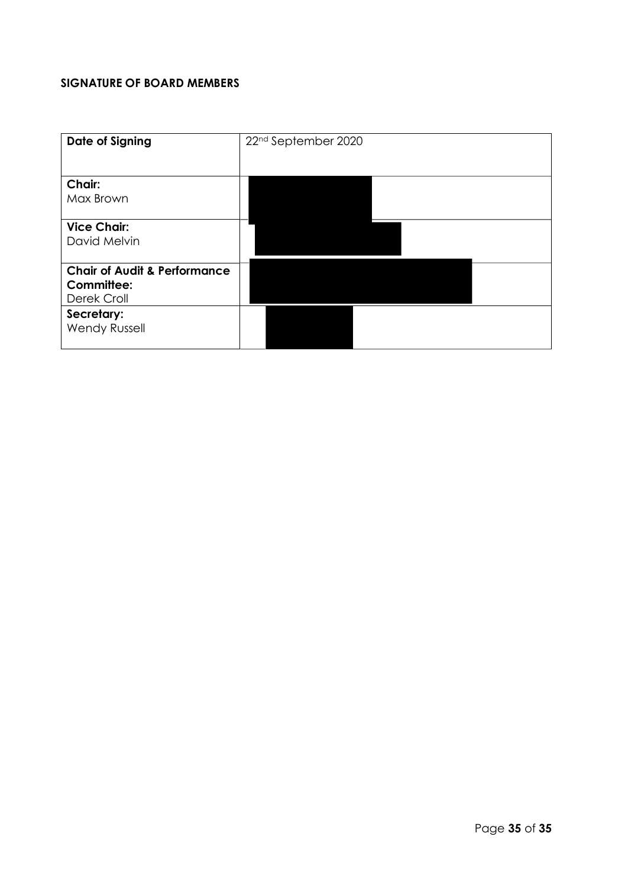**SIGNATURE OF BOARD MEMBERS**

| | |
|---|---|
| **Date of Signing** | 22nd September 2020 |
| **Chair:** Max Brown | |
| **Vice Chair:** David Melvin | |
| **Chair of Audit & Performance Committee:** Derek Croll | |
| **Secretary:** Wendy Russell | |